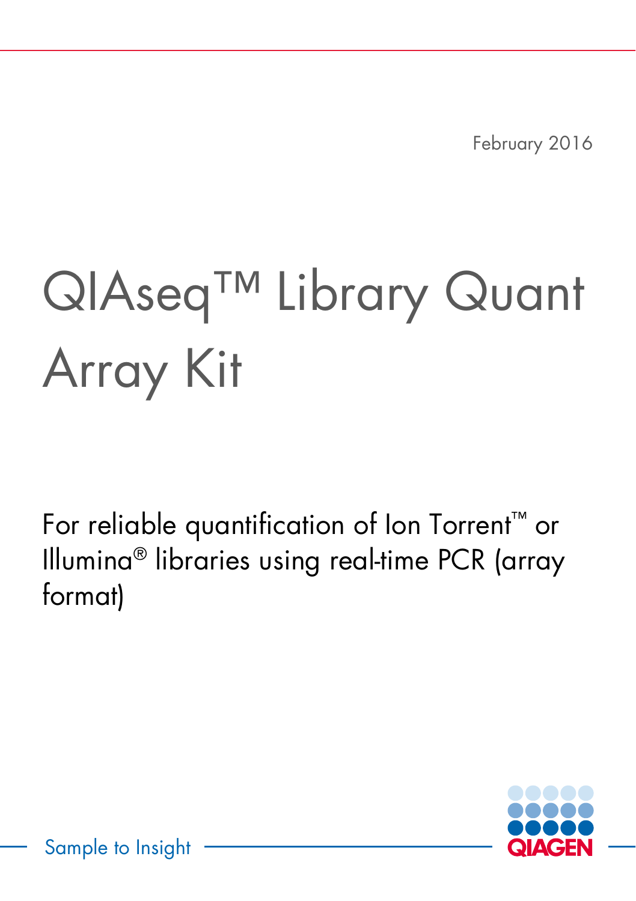February 2016

# QIAseq™ Library Quant Array Kit

For reliable quantification of Ion Torrent™ or Illumina® libraries using real-time PCR (array format)

Sample to Insight

QIAGEN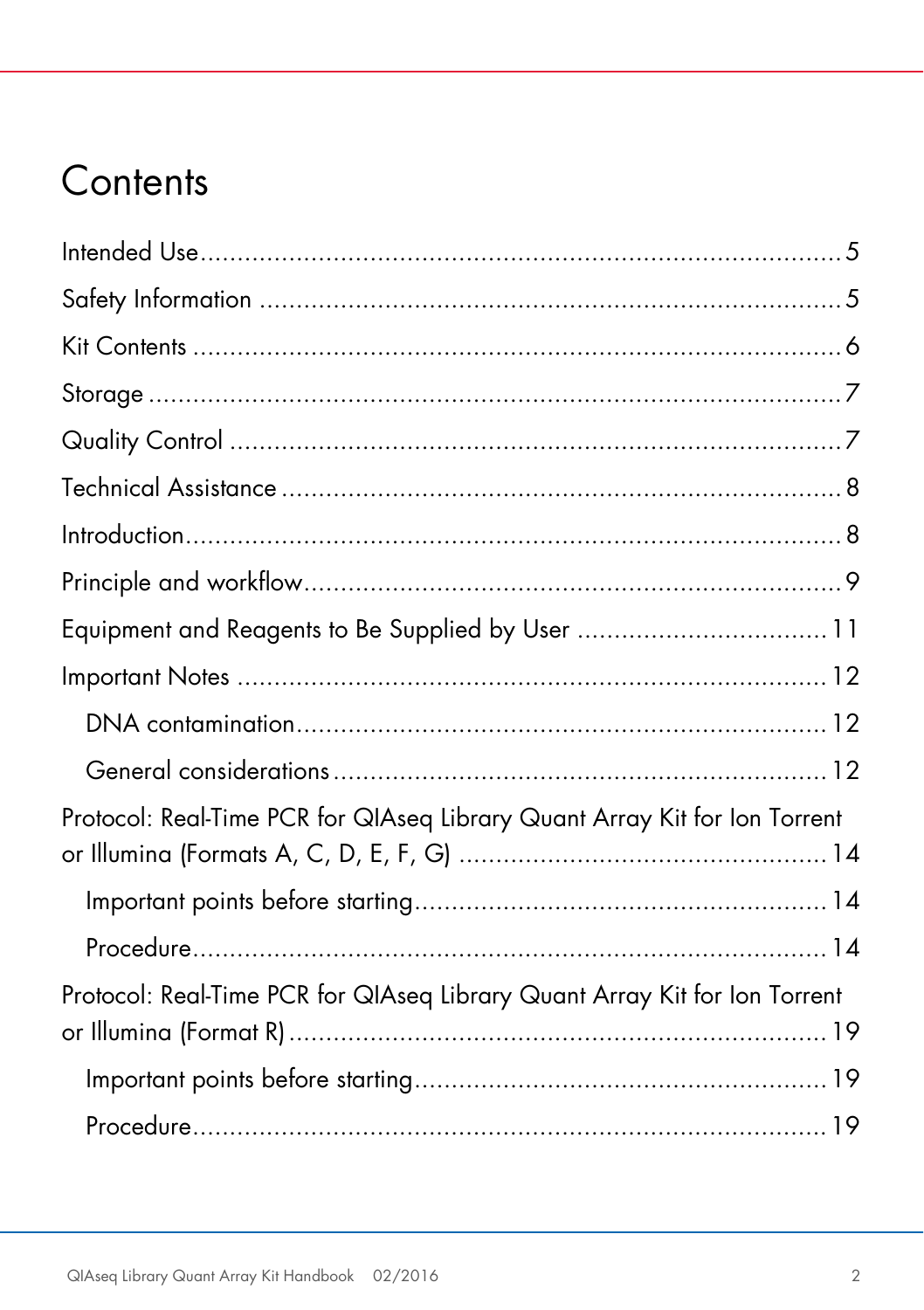# Contents

Intended Use .......... 5

Safety Information .......... 5

Kit Contents .......... 6

Storage .......... 7

Quality Control .......... 7

Technical Assistance .......... 8

Introduction .......... 8

Principle and workflow .......... 9

Equipment and Reagents to Be Supplied by User .......... 11

Important Notes .......... 12

- DNA contamination .......... 12
- General considerations .......... 12

Protocol: Real-Time PCR for QIAseq Library Quant Array Kit for Ion Torrent or Illumina (Formats A, C, D, E, F, G) .......... 14

- Important points before starting .......... 14
- Procedure .......... 14

Protocol: Real-Time PCR for QIAseq Library Quant Array Kit for Ion Torrent or Illumina (Format R) .......... 19

- Important points before starting .......... 19
- Procedure .......... 19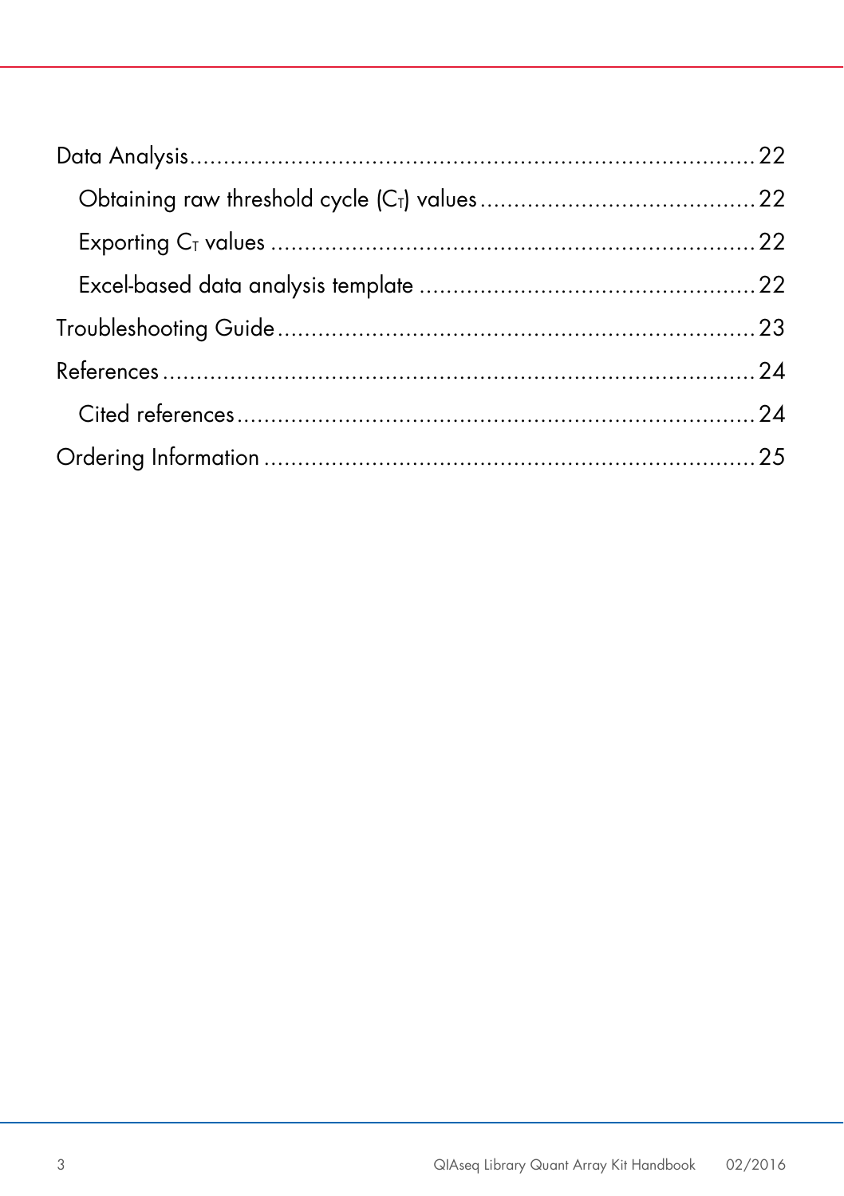Data Analysis ........................................................................ 22

Obtaining raw threshold cycle ($C_T$) values ........................................ 22

Exporting $C_T$ values ........................................................................ 22

Excel-based data analysis template ................................................ 22

Troubleshooting Guide ....................................................................... 23

References ........................................................................................... 24

Cited references ............................................................................. 24

Ordering Information .......................................................................... 25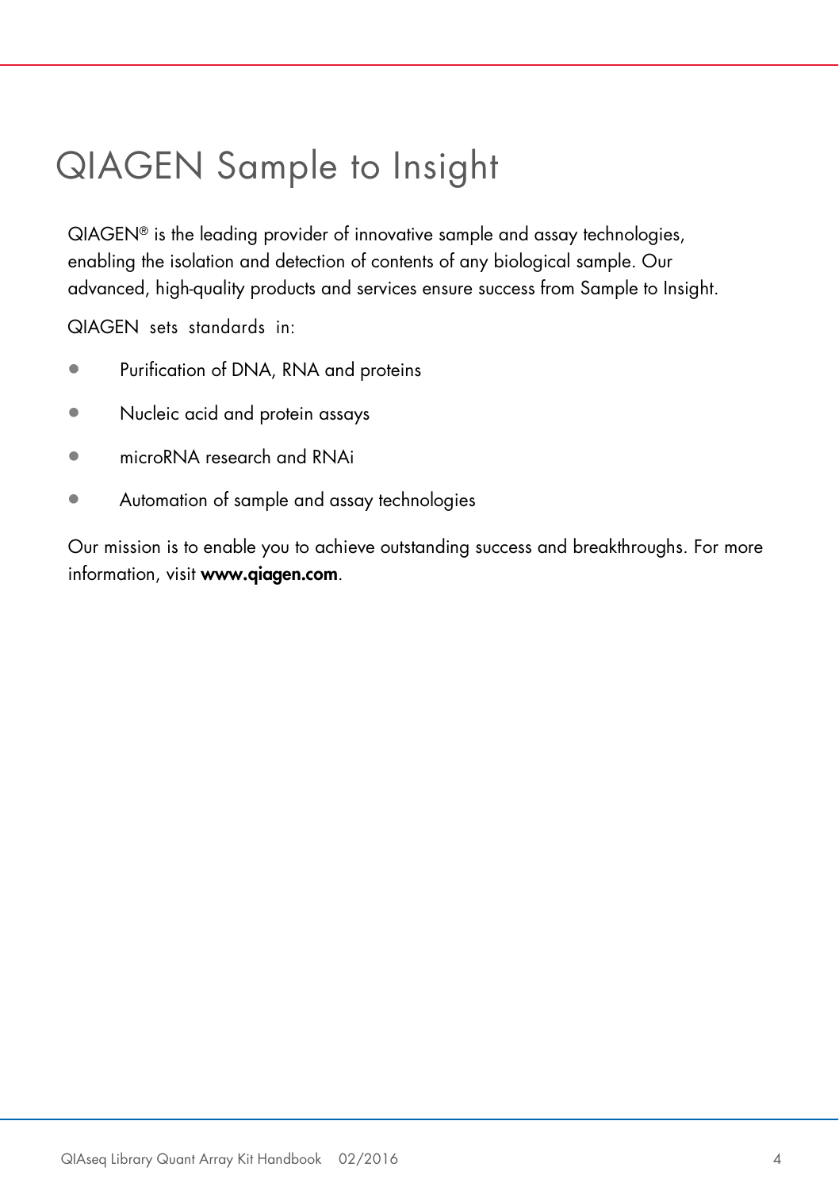# QIAGEN Sample to Insight

QIAGEN® is the leading provider of innovative sample and assay technologies, enabling the isolation and detection of contents of any biological sample. Our advanced, high-quality products and services ensure success from Sample to Insight.

QIAGEN sets standards in:

- Purification of DNA, RNA and proteins
- Nucleic acid and protein assays
- microRNA research and RNAi
- Automation of sample and assay technologies

Our mission is to enable you to achieve outstanding success and breakthroughs. For more information, visit **www.qiagen.com**.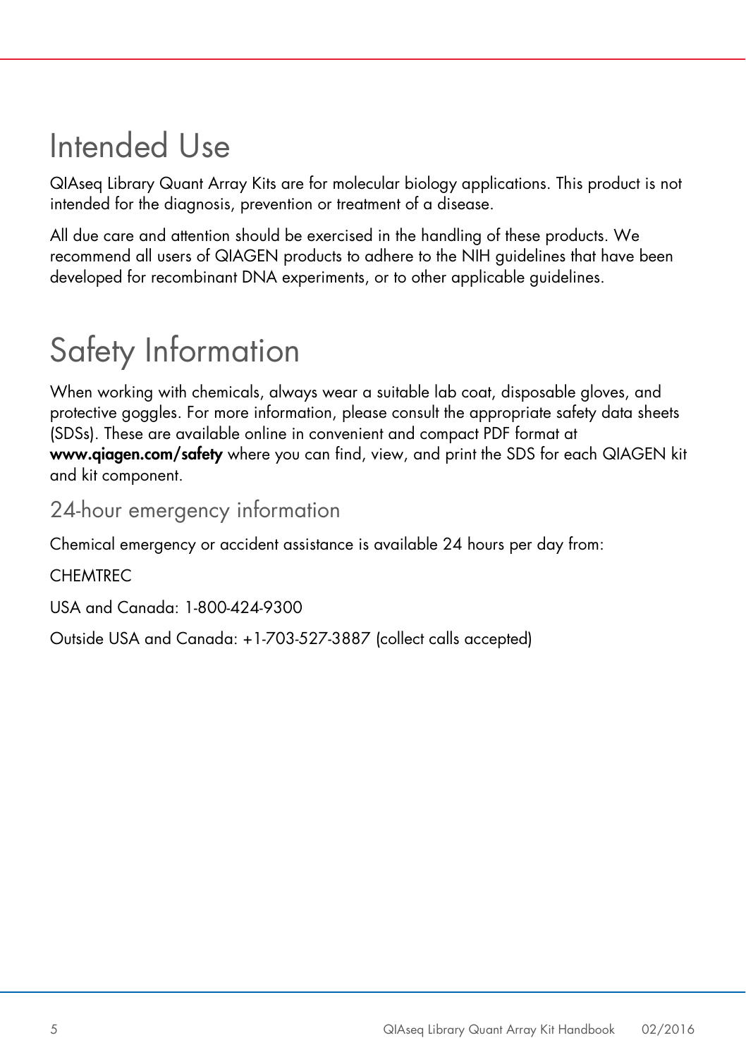# Intended Use

QIAseq Library Quant Array Kits are for molecular biology applications. This product is not intended for the diagnosis, prevention or treatment of a disease.

All due care and attention should be exercised in the handling of these products. We recommend all users of QIAGEN products to adhere to the NIH guidelines that have been developed for recombinant DNA experiments, or to other applicable guidelines.

# Safety Information

When working with chemicals, always wear a suitable lab coat, disposable gloves, and protective goggles. For more information, please consult the appropriate safety data sheets (SDSs). These are available online in convenient and compact PDF format at **www.qiagen.com/safety** where you can find, view, and print the SDS for each QIAGEN kit and kit component.

## 24-hour emergency information

Chemical emergency or accident assistance is available 24 hours per day from:

CHEMTREC

USA and Canada: 1-800-424-9300

Outside USA and Canada: +1-703-527-3887 (collect calls accepted)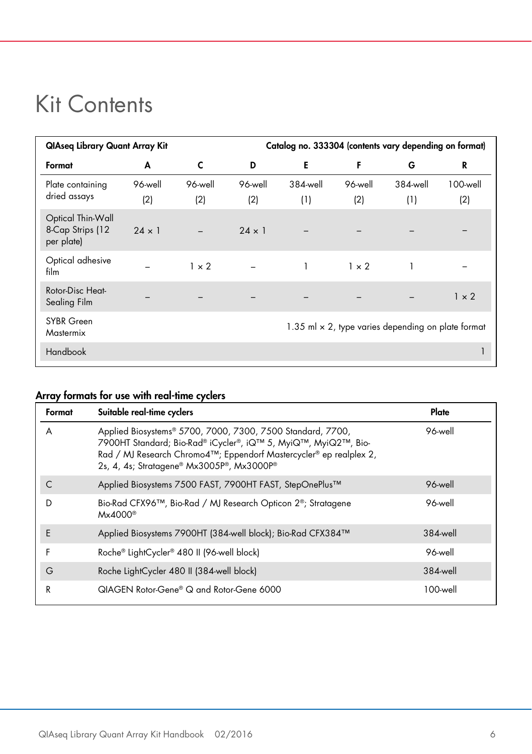# Kit Contents

| QIAseq Library Quant Array Kit | | | Catalog no. 333304 (contents vary depending on format) | | | | |
|---|---|---|---|---|---|---|---|
| **Format** | **A** | **C** | **D** | **E** | **F** | **G** | **R** |
| Plate containing dried assays | 96-well (2) | 96-well (2) | 96-well (2) | 384-well (1) | 96-well (2) | 384-well (1) | 100-well (2) |
| Optical Thin-Wall 8-Cap Strips (12 per plate) | 24 × 1 | – | 24 × 1 | – | – | – | – |
| Optical adhesive film | – | 1 × 2 | – | 1 | 1 × 2 | 1 | – |
| Rotor-Disc Heat-Sealing Film | – | – | – | – | – | – | 1 × 2 |
| SYBR Green Mastermix | 1.35 ml × 2, type varies depending on plate format | | | | | | |
| Handbook | 1 | | | | | | |

## Array formats for use with real-time cyclers

| Format | Suitable real-time cyclers | Plate |
|---|---|---|
| A | Applied Biosystems® 5700, 7000, 7300, 7500 Standard, 7700, 7900HT Standard; Bio-Rad® iCycler®, iQ™ 5, MyiQ™, MyiQ2™, Bio-Rad / MJ Research Chromo4™; Eppendorf Mastercycler® ep realplex 2, 2s, 4, 4s; Stratagene® Mx3005P®, Mx3000P® | 96-well |
| C | Applied Biosystems 7500 FAST, 7900HT FAST, StepOnePlus™ | 96-well |
| D | Bio-Rad CFX96™, Bio-Rad / MJ Research Opticon 2®; Stratagene Mx4000® | 96-well |
| E | Applied Biosystems 7900HT (384-well block); Bio-Rad CFX384™ | 384-well |
| F | Roche® LightCycler® 480 II (96-well block) | 96-well |
| G | Roche LightCycler 480 II (384-well block) | 384-well |
| R | QIAGEN Rotor-Gene® Q and Rotor-Gene 6000 | 100-well |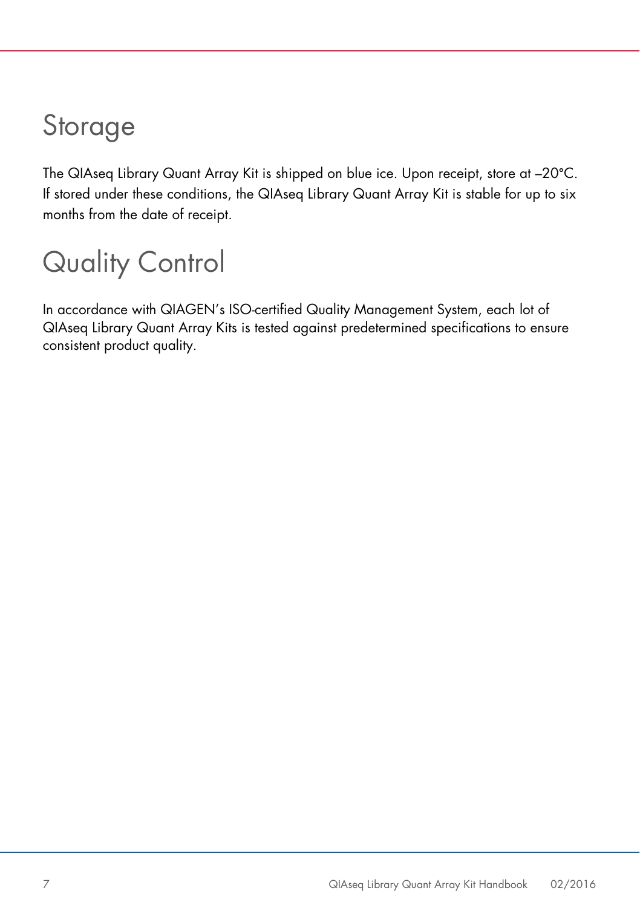# Storage

The QIAseq Library Quant Array Kit is shipped on blue ice. Upon receipt, store at –20°C. If stored under these conditions, the QIAseq Library Quant Array Kit is stable for up to six months from the date of receipt.

# Quality Control

In accordance with QIAGEN's ISO-certified Quality Management System, each lot of QIAseq Library Quant Array Kits is tested against predetermined specifications to ensure consistent product quality.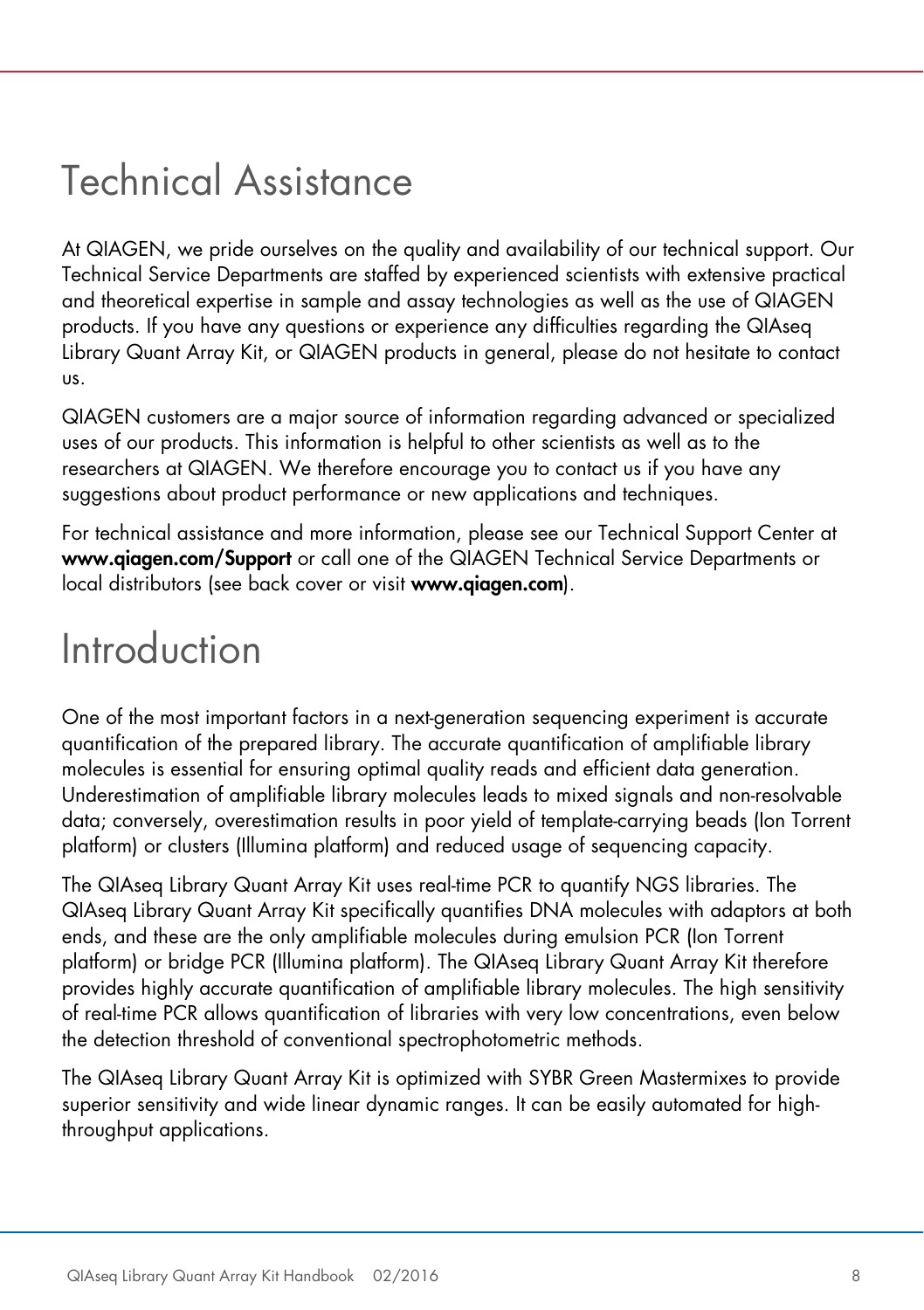# Technical Assistance

At QIAGEN, we pride ourselves on the quality and availability of our technical support. Our Technical Service Departments are staffed by experienced scientists with extensive practical and theoretical expertise in sample and assay technologies as well as the use of QIAGEN products. If you have any questions or experience any difficulties regarding the QIAseq Library Quant Array Kit, or QIAGEN products in general, please do not hesitate to contact us.

QIAGEN customers are a major source of information regarding advanced or specialized uses of our products. This information is helpful to other scientists as well as to the researchers at QIAGEN. We therefore encourage you to contact us if you have any suggestions about product performance or new applications and techniques.

For technical assistance and more information, please see our Technical Support Center at **www.qiagen.com/Support** or call one of the QIAGEN Technical Service Departments or local distributors (see back cover or visit **www.qiagen.com**).

# Introduction

One of the most important factors in a next-generation sequencing experiment is accurate quantification of the prepared library. The accurate quantification of amplifiable library molecules is essential for ensuring optimal quality reads and efficient data generation. Underestimation of amplifiable library molecules leads to mixed signals and non-resolvable data; conversely, overestimation results in poor yield of template-carrying beads (Ion Torrent platform) or clusters (Illumina platform) and reduced usage of sequencing capacity.

The QIAseq Library Quant Array Kit uses real-time PCR to quantify NGS libraries. The QIAseq Library Quant Array Kit specifically quantifies DNA molecules with adaptors at both ends, and these are the only amplifiable molecules during emulsion PCR (Ion Torrent platform) or bridge PCR (Illumina platform). The QIAseq Library Quant Array Kit therefore provides highly accurate quantification of amplifiable library molecules. The high sensitivity of real-time PCR allows quantification of libraries with very low concentrations, even below the detection threshold of conventional spectrophotometric methods.

The QIAseq Library Quant Array Kit is optimized with SYBR Green Mastermixes to provide superior sensitivity and wide linear dynamic ranges. It can be easily automated for high-throughput applications.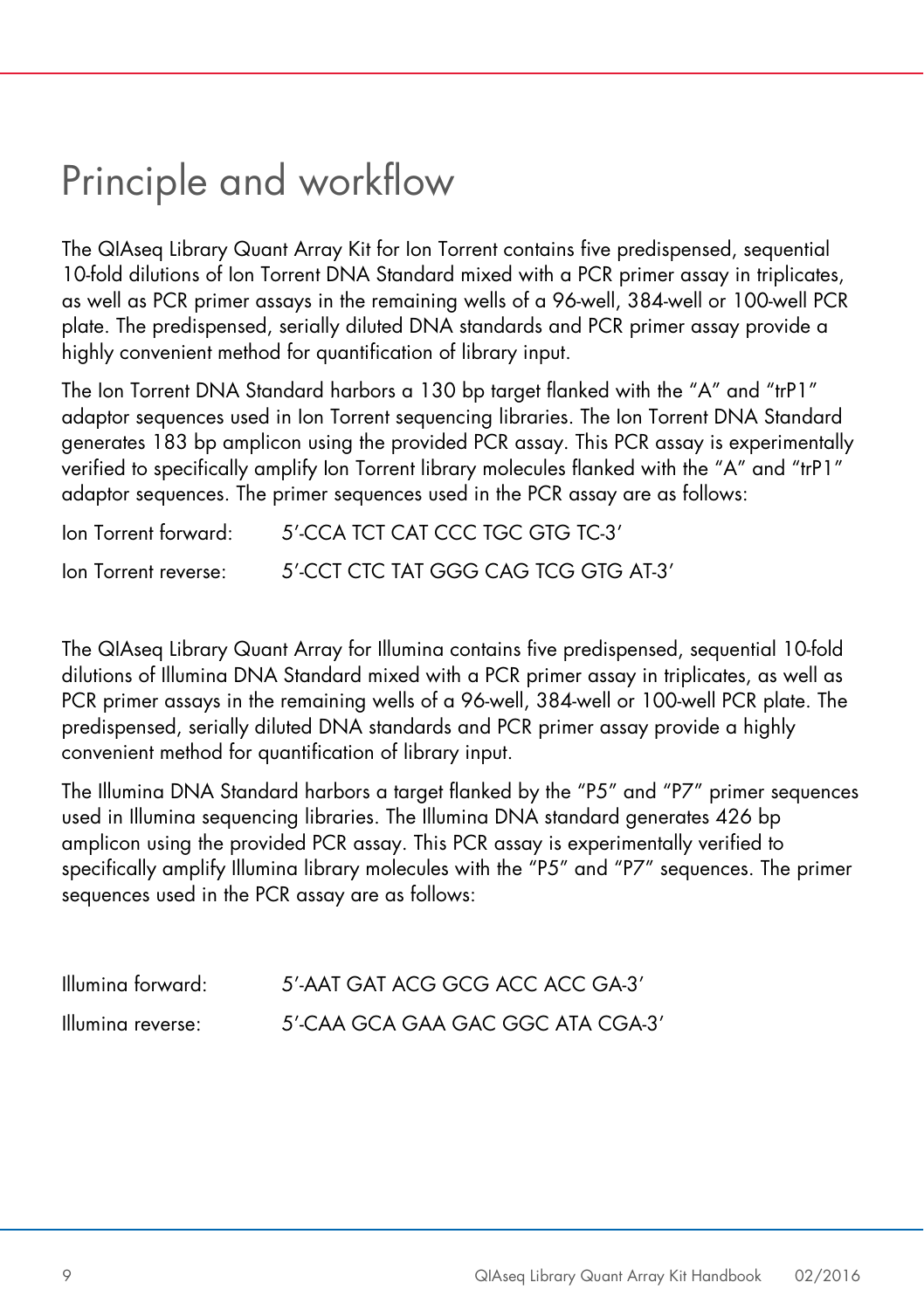# Principle and workflow

The QIAseq Library Quant Array Kit for Ion Torrent contains five predispensed, sequential 10-fold dilutions of Ion Torrent DNA Standard mixed with a PCR primer assay in triplicates, as well as PCR primer assays in the remaining wells of a 96-well, 384-well or 100-well PCR plate. The predispensed, serially diluted DNA standards and PCR primer assay provide a highly convenient method for quantification of library input.

The Ion Torrent DNA Standard harbors a 130 bp target flanked with the "A" and "trP1" adaptor sequences used in Ion Torrent sequencing libraries. The Ion Torrent DNA Standard generates 183 bp amplicon using the provided PCR assay. This PCR assay is experimentally verified to specifically amplify Ion Torrent library molecules flanked with the "A" and "trP1" adaptor sequences. The primer sequences used in the PCR assay are as follows:

Ion Torrent forward: 5′-CCA TCT CAT CCC TGC GTG TC-3′

Ion Torrent reverse: 5′-CCT CTC TAT GGG CAG TCG GTG AT-3′

The QIAseq Library Quant Array for Illumina contains five predispensed, sequential 10-fold dilutions of Illumina DNA Standard mixed with a PCR primer assay in triplicates, as well as PCR primer assays in the remaining wells of a 96-well, 384-well or 100-well PCR plate. The predispensed, serially diluted DNA standards and PCR primer assay provide a highly convenient method for quantification of library input.

The Illumina DNA Standard harbors a target flanked by the "P5" and "P7" primer sequences used in Illumina sequencing libraries. The Illumina DNA standard generates 426 bp amplicon using the provided PCR assay. This PCR assay is experimentally verified to specifically amplify Illumina library molecules with the "P5" and "P7" sequences. The primer sequences used in the PCR assay are as follows:

Illumina forward: 5′-AAT GAT ACG GCG ACC ACC GA-3′

Illumina reverse: 5′-CAA GCA GAA GAC GGC ATA CGA-3′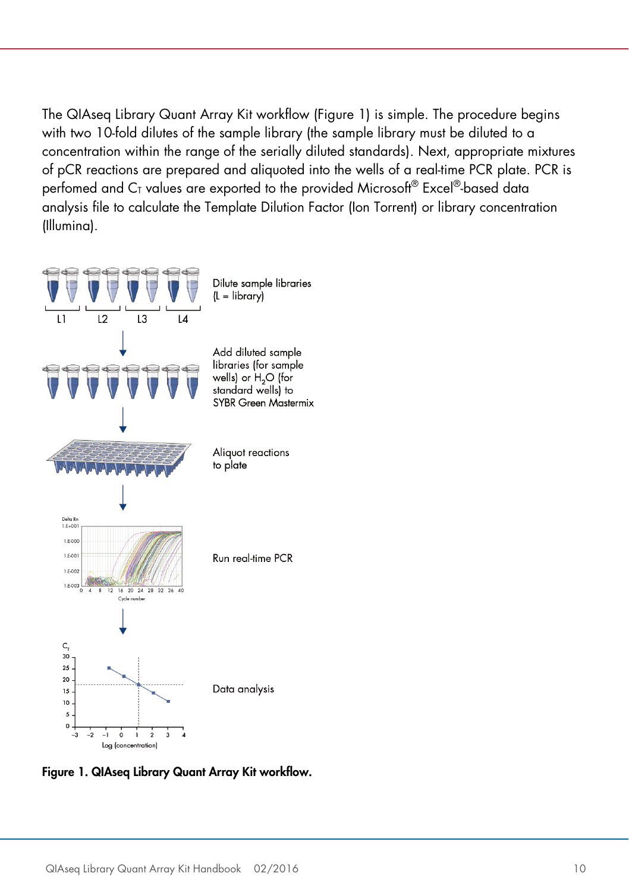The QIAseq Library Quant Array Kit workflow (Figure 1) is simple. The procedure begins with two 10-fold dilutes of the sample library (the sample library must be diluted to a concentration within the range of the serially diluted standards). Next, appropriate mixtures of pCR reactions are prepared and aliquoted into the wells of a real-time PCR plate. PCR is perfomed and $C_T$ values are exported to the provided Microsoft® Excel®-based data analysis file to calculate the Template Dilution Factor (Ion Torrent) or library concentration (Illumina).

Dilute sample libraries (L = library)

Add diluted sample libraries (for sample wells) or $H_2O$ (for standard wells) to SYBR Green Mastermix

Aliquot reactions to plate

Run real-time PCR

Data analysis

**Figure 1. QIAseq Library Quant Array Kit workflow.**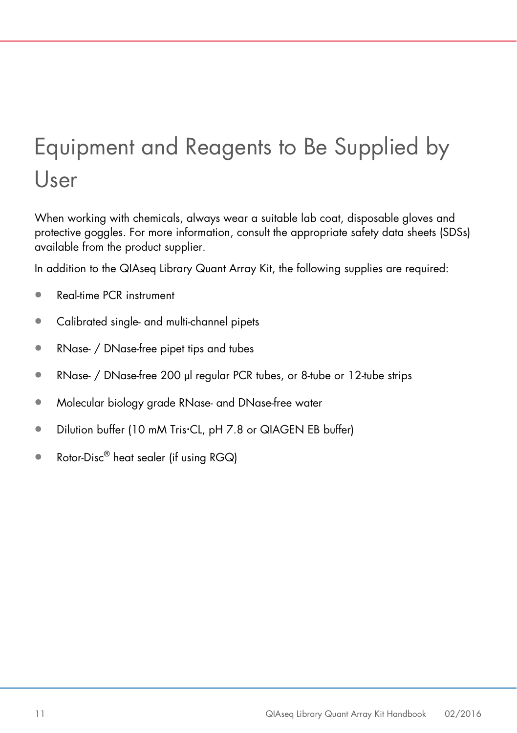# Equipment and Reagents to Be Supplied by User

When working with chemicals, always wear a suitable lab coat, disposable gloves and protective goggles. For more information, consult the appropriate safety data sheets (SDSs) available from the product supplier.

In addition to the QIAseq Library Quant Array Kit, the following supplies are required:

- Real-time PCR instrument
- Calibrated single- and multi-channel pipets
- RNase- / DNase-free pipet tips and tubes
- RNase- / DNase-free 200 µl regular PCR tubes, or 8-tube or 12-tube strips
- Molecular biology grade RNase- and DNase-free water
- Dilution buffer (10 mM Tris·CL, pH 7.8 or QIAGEN EB buffer)
- Rotor-Disc® heat sealer (if using RGQ)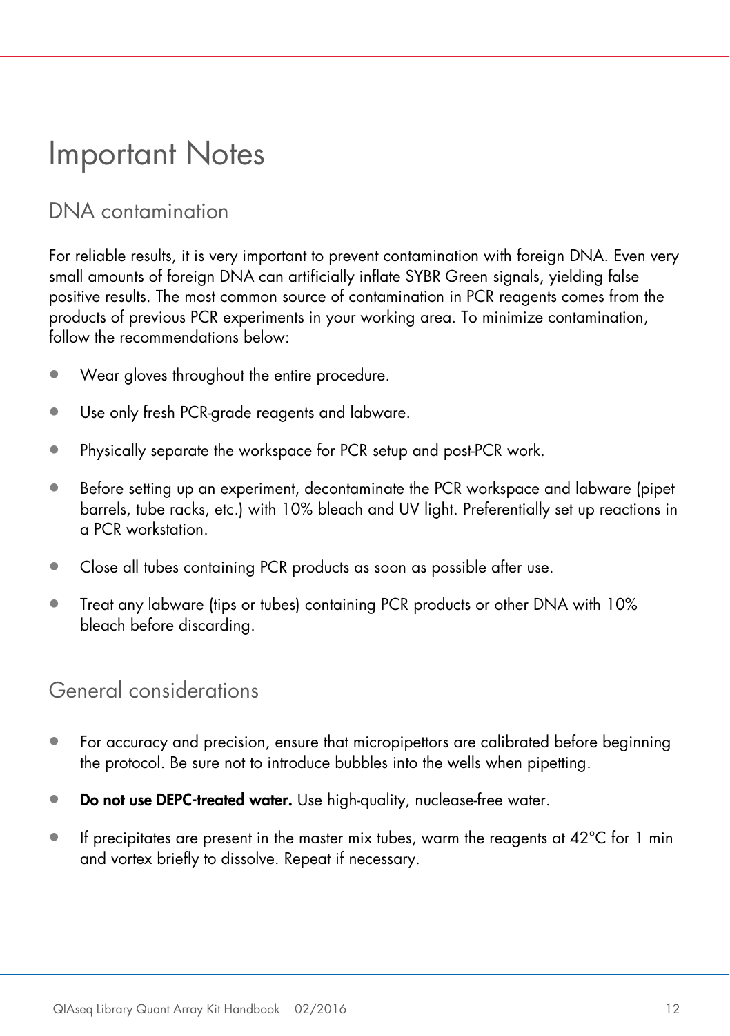# Important Notes

## DNA contamination

For reliable results, it is very important to prevent contamination with foreign DNA. Even very small amounts of foreign DNA can artificially inflate SYBR Green signals, yielding false positive results. The most common source of contamination in PCR reagents comes from the products of previous PCR experiments in your working area. To minimize contamination, follow the recommendations below:

- Wear gloves throughout the entire procedure.
- Use only fresh PCR-grade reagents and labware.
- Physically separate the workspace for PCR setup and post-PCR work.
- Before setting up an experiment, decontaminate the PCR workspace and labware (pipet barrels, tube racks, etc.) with 10% bleach and UV light. Preferentially set up reactions in a PCR workstation.
- Close all tubes containing PCR products as soon as possible after use.
- Treat any labware (tips or tubes) containing PCR products or other DNA with 10% bleach before discarding.

## General considerations

- For accuracy and precision, ensure that micropipettors are calibrated before beginning the protocol. Be sure not to introduce bubbles into the wells when pipetting.
- **Do not use DEPC-treated water.** Use high-quality, nuclease-free water.
- If precipitates are present in the master mix tubes, warm the reagents at 42°C for 1 min and vortex briefly to dissolve. Repeat if necessary.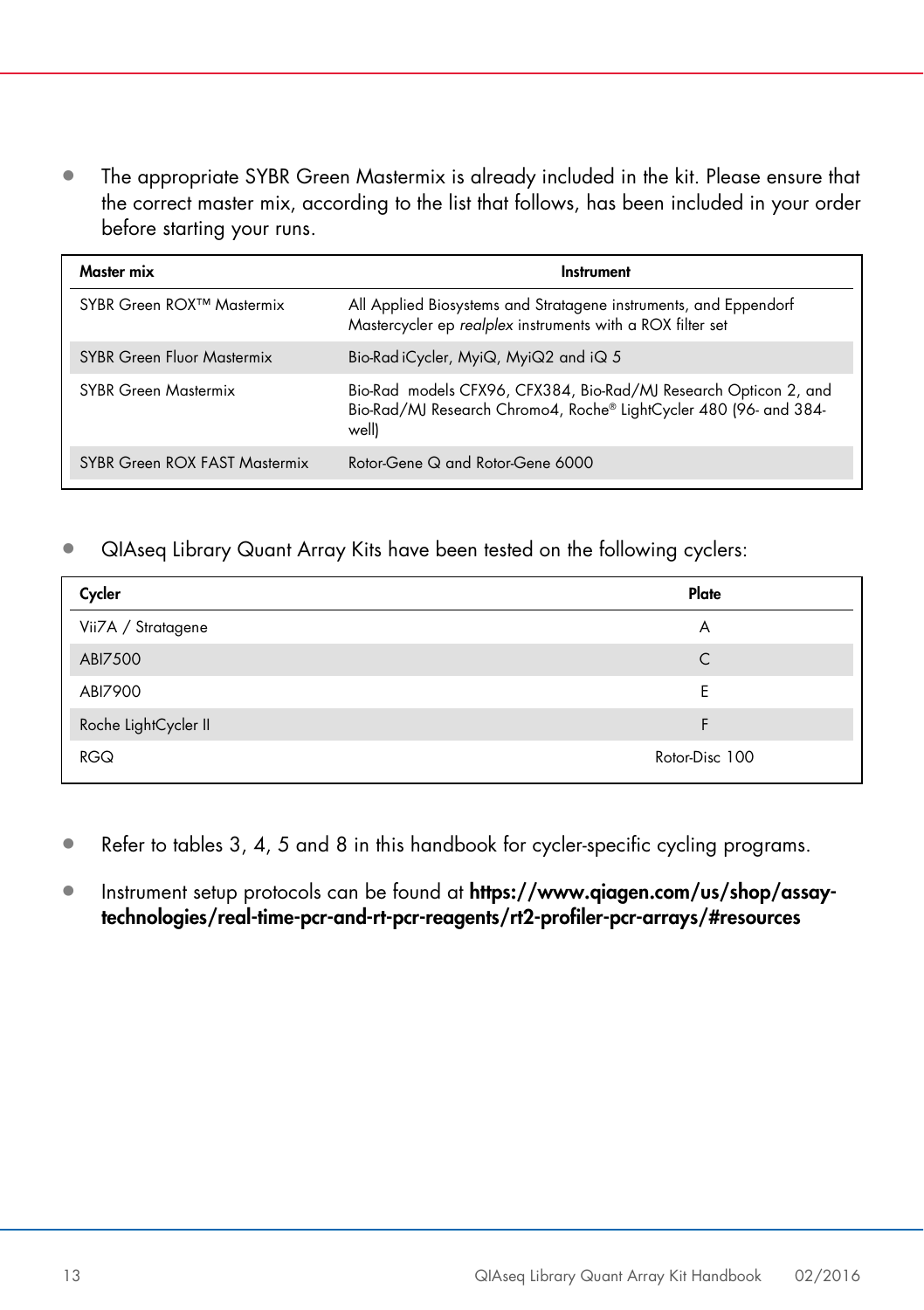- The appropriate SYBR Green Mastermix is already included in the kit. Please ensure that the correct master mix, according to the list that follows, has been included in your order before starting your runs.

| Master mix | Instrument |
|---|---|
| SYBR Green ROX™ Mastermix | All Applied Biosystems and Stratagene instruments, and Eppendorf Mastercycler ep *realplex* instruments with a ROX filter set |
| SYBR Green Fluor Mastermix | Bio-Rad iCycler, MyiQ, MyiQ2 and iQ 5 |
| SYBR Green Mastermix | Bio-Rad models CFX96, CFX384, Bio-Rad/MJ Research Opticon 2, and Bio-Rad/MJ Research Chromo4, Roche® LightCycler 480 (96- and 384-well) |
| SYBR Green ROX FAST Mastermix | Rotor-Gene Q and Rotor-Gene 6000 |

- QIAseq Library Quant Array Kits have been tested on the following cyclers:

| Cycler | Plate |
|---|---|
| Vii7A / Stratagene | A |
| ABI7500 | C |
| ABI7900 | E |
| Roche LightCycler II | F |
| RGQ | Rotor-Disc 100 |

- Refer to tables 3, 4, 5 and 8 in this handbook for cycler-specific cycling programs.
- Instrument setup protocols can be found at **https://www.qiagen.com/us/shop/assay-technologies/real-time-pcr-and-rt-pcr-reagents/rt2-profiler-pcr-arrays/#resources**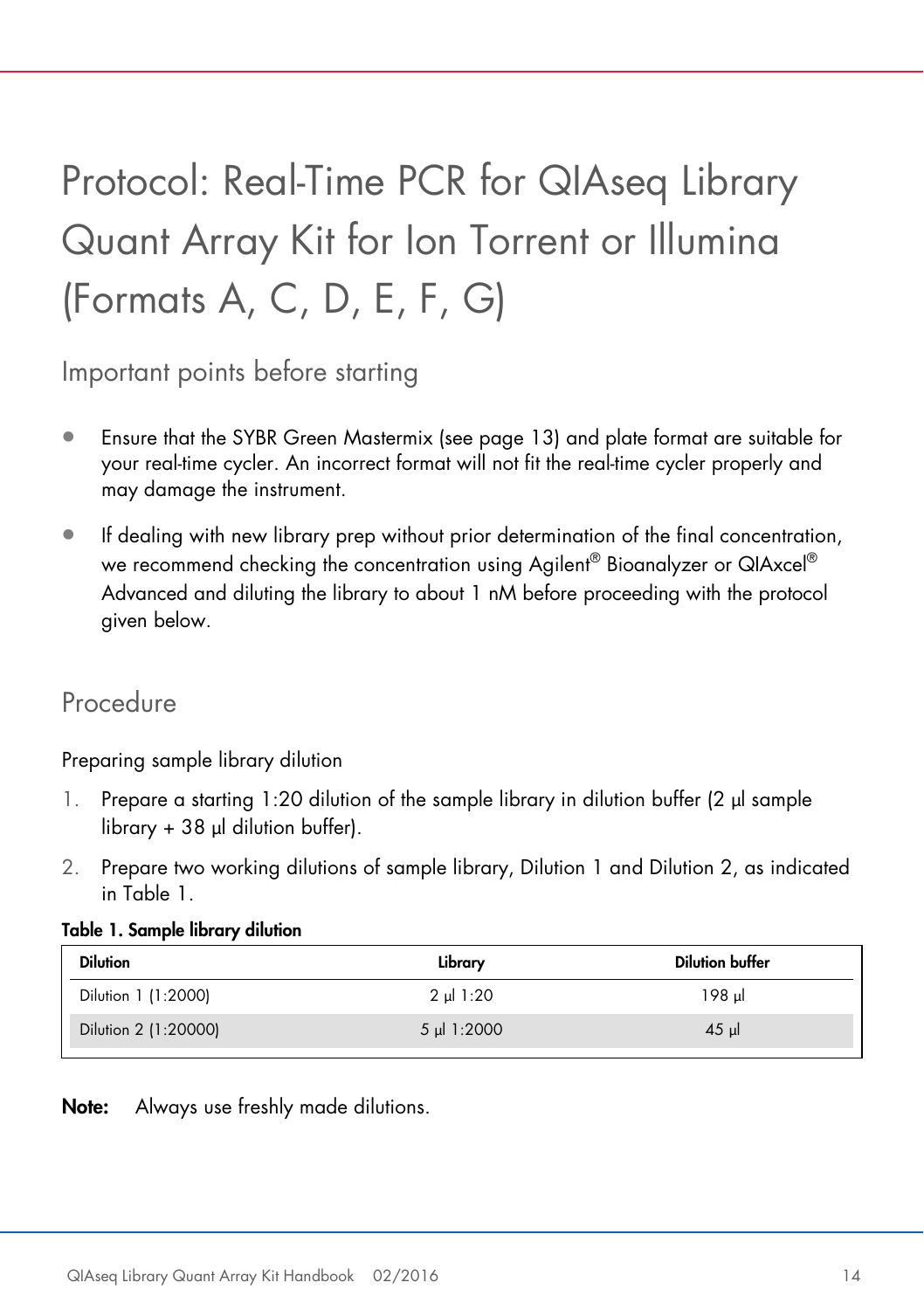# Protocol: Real-Time PCR for QIAseq Library Quant Array Kit for Ion Torrent or Illumina (Formats A, C, D, E, F, G)

## Important points before starting

- Ensure that the SYBR Green Mastermix (see page 13) and plate format are suitable for your real-time cycler. An incorrect format will not fit the real-time cycler properly and may damage the instrument.
- If dealing with new library prep without prior determination of the final concentration, we recommend checking the concentration using Agilent® Bioanalyzer or QIAxcel® Advanced and diluting the library to about 1 nM before proceeding with the protocol given below.

## Procedure

Preparing sample library dilution

1. Prepare a starting 1:20 dilution of the sample library in dilution buffer (2 µl sample library + 38 µl dilution buffer).
2. Prepare two working dilutions of sample library, Dilution 1 and Dilution 2, as indicated in Table 1.

**Table 1. Sample library dilution**

| Dilution | Library | Dilution buffer |
|---|---|---|
| Dilution 1 (1:2000) | 2 µl 1:20 | 198 µl |
| Dilution 2 (1:20000) | 5 µl 1:2000 | 45 µl |

**Note:** Always use freshly made dilutions.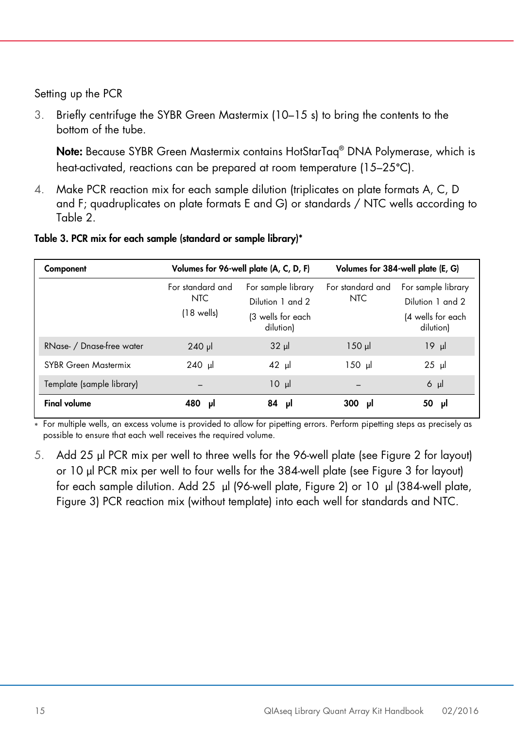Setting up the PCR

3. Briefly centrifuge the SYBR Green Mastermix (10–15 s) to bring the contents to the bottom of the tube.

   **Note:** Because SYBR Green Mastermix contains HotStarTaq® DNA Polymerase, which is heat-activated, reactions can be prepared at room temperature (15–25°C).

4. Make PCR reaction mix for each sample dilution (triplicates on plate formats A, C, D and F; quadruplicates on plate formats E and G) or standards / NTC wells according to Table 2.

**Table 3. PCR mix for each sample (standard or sample library)***

| Component | Volumes for 96-well plate (A, C, D, F) | | Volumes for 384-well plate (E, G) | |
|---|---|---|---|---|
| | For standard and NTC (18 wells) | For sample library Dilution 1 and 2 (3 wells for each dilution) | For standard and NTC | For sample library Dilution 1 and 2 (4 wells for each dilution) |
| RNase- / Dnase-free water | 240 µl | 32 µl | 150 µl | 19 µl |
| SYBR Green Mastermix | 240 µl | 42 µl | 150 µl | 25 µl |
| Template (sample library) | – | 10 µl | – | 6 µl |
| **Final volume** | **480 µl** | **84 µl** | **300 µl** | **50 µl** |

* For multiple wells, an excess volume is provided to allow for pipetting errors. Perform pipetting steps as precisely as possible to ensure that each well receives the required volume.

5. Add 25 µl PCR mix per well to three wells for the 96-well plate (see Figure 2 for layout) or 10 µl PCR mix per well to four wells for the 384-well plate (see Figure 3 for layout) for each sample dilution. Add 25 µl (96-well plate, Figure 2) or 10 µl (384-well plate, Figure 3) PCR reaction mix (without template) into each well for standards and NTC.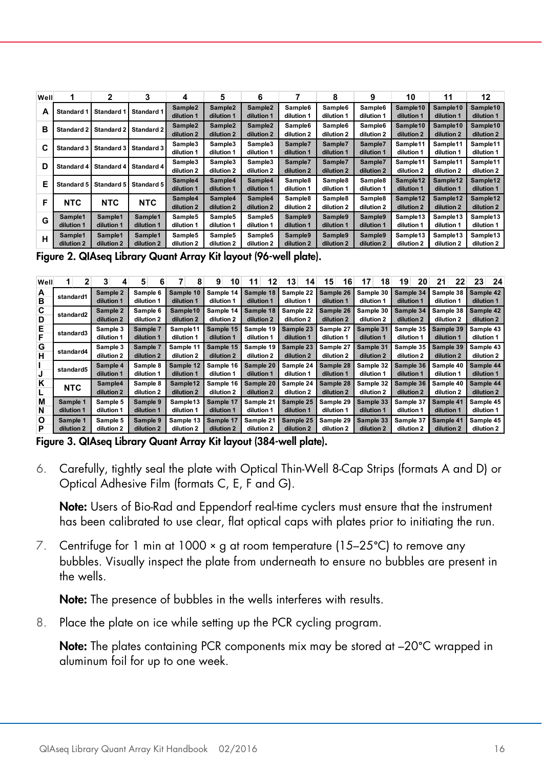| Well | 1 | 2 | 3 | 4 | 5 | 6 | 7 | 8 | 9 | 10 | 11 | 12 |
|---|---|---|---|---|---|---|---|---|---|---|---|---|
| A | Standard 1 | Standard 1 | Standard 1 | Sample2 dilution 1 | Sample2 dilution 1 | Sample2 dilution 1 | Sample6 dilution 1 | Sample6 dilution 1 | Sample6 dilution 1 | Sample10 dilution 1 | Sample10 dilution 1 | Sample10 dilution 1 |
| B | Standard 2 | Standard 2 | Standard 2 | Sample2 dilution 2 | Sample2 dilution 2 | Sample2 dilution 2 | Sample6 dilution 2 | Sample6 dilution 2 | Sample6 dilution 2 | Sample10 dilution 2 | Sample10 dilution 2 | Sample10 dilution 2 |
| C | Standard 3 | Standard 3 | Standard 3 | Sample3 dilution 1 | Sample3 dilution 1 | Sample3 dilution 1 | Sample7 dilution 1 | Sample7 dilution 1 | Sample7 dilution 1 | Sample11 dilution 1 | Sample11 dilution 1 | Sample11 dilution 1 |
| D | Standard 4 | Standard 4 | Standard 4 | Sample3 dilution 2 | Sample3 dilution 2 | Sample3 dilution 2 | Sample7 dilution 2 | Sample7 dilution 2 | Sample7 dilution 2 | Sample11 dilution 2 | Sample11 dilution 2 | Sample11 dilution 2 |
| E | Standard 5 | Standard 5 | Standard 5 | Sample4 dilution 1 | Sample4 dilution 1 | Sample4 dilution 1 | Sample8 dilution 1 | Sample8 dilution 1 | Sample8 dilution 1 | Sample12 dilution 1 | Sample12 dilution 1 | Sample12 dilution 1 |
| F | NTC | NTC | NTC | Sample4 dilution 2 | Sample4 dilution 2 | Sample4 dilution 2 | Sample8 dilution 2 | Sample8 dilution 2 | Sample8 dilution 2 | Sample12 dilution 2 | Sample12 dilution 2 | Sample12 dilution 2 |
| G | Sample1 dilution 1 | Sample1 dilution 1 | Sample1 dilution 1 | Sample5 dilution 1 | Sample5 dilution 1 | Sample5 dilution 1 | Sample9 dilution 1 | Sample9 dilution 1 | Sample9 dilution 1 | Sample13 dilution 1 | Sample13 dilution 1 | Sample13 dilution 1 |
| H | Sample1 dilution 2 | Sample1 dilution 2 | Sample1 dilution 2 | Sample5 dilution 2 | Sample5 dilution 2 | Sample5 dilution 2 | Sample9 dilution 2 | Sample9 dilution 2 | Sample9 dilution 2 | Sample13 dilution 2 | Sample13 dilution 2 | Sample13 dilution 2 |

**Figure 2. QIAseq Library Quant Array Kit layout (96-well plate).**

| Well | 1 2 | 3 4 | 5 6 | 7 8 | 9 10 | 11 12 | 13 14 | 15 16 | 17 18 | 19 20 | 21 22 | 23 24 |
|---|---|---|---|---|---|---|---|---|---|---|---|---|
| A B | standard1 | Sample 2 dilution 1 | Sample 6 dilution 1 | Sample 10 dilution 1 | Sample 14 dilution 1 | Sample 18 dilution 1 | Sample 22 dilution 1 | Sample 26 dilution 1 | Sample 30 dilution 1 | Sample 34 dilution 1 | Sample 38 dilution 1 | Sample 42 dilution 1 |
| C D | standard2 | Sample 2 dilution 2 | Sample 6 dilution 2 | Sample10 dilution 2 | Sample 14 dilution 2 | Sample 18 dilution 2 | Sample 22 dilution 2 | Sample 26 dilution 2 | Sample 30 dilution 2 | Sample 34 dilution 2 | Sample 38 dilution 2 | Sample 42 dilution 2 |
| E F | standard3 | Sample 3 dilution 1 | Sample 7 dilution 1 | Sample11 dilution 1 | Sample 15 dilution 1 | Sample 19 dilution 1 | Sample 23 dilution 1 | Sample 27 dilution 1 | Sample 31 dilution 1 | Sample 35 dilution 1 | Sample 39 dilution 1 | Sample 43 dilution 1 |
| G H | standard4 | Sample 3 dilution 2 | Sample 7 dilution 2 | Sample 11 dilution 2 | Sample 15 dilution 2 | Sample 19 dilution 2 | Sample 23 dilution 2 | Sample 27 dilution 2 | Sample 31 dilution 2 | Sample 35 dilution 2 | Sample 39 dilution 2 | Sample 43 dilution 2 |
| I J | standard5 | Sample 4 dilution 1 | Sample 8 dilution 1 | Sample 12 dilution 1 | Sample 16 dilution 1 | Sample 20 dilution 1 | Sample 24 dilution 1 | Sample 28 dilution 1 | Sample 32 dilution 1 | Sample 36 dilution 1 | Sample 40 dilution 1 | Sample 44 dilution 1 |
| K L | NTC | Sample4 dilution 2 | Sample 8 dilution 2 | Sample12 dilution 2 | Sample 16 dilution 2 | Sample 20 dilution 2 | Sample 24 dilution 2 | Sample 28 dilution 2 | Sample 32 dilution 2 | Sample 36 dilution 2 | Sample 40 dilution 2 | Sample 44 dilution 2 |
| M N | Sample 1 dilution 1 | Sample 5 dilution 1 | Sample 9 dilution 1 | Sample13 dilution 1 | Sample 17 dilution 1 | Sample 21 dilution 1 | Sample 25 dilution 1 | Sample 29 dilution 1 | Sample 33 dilution 1 | Sample 37 dilution 1 | Sample 41 dilution 1 | Sample 45 dilution 1 |
| O P | Sample 1 dilution 2 | Sample 5 dilution 2 | Sample 9 dilution 2 | Sample 13 dilution 2 | Sample 17 dilution 2 | Sample 21 dilution 2 | Sample 25 dilution 2 | Sample 29 dilution 2 | Sample 33 dilution 2 | Sample 37 dilution 2 | Sample 41 dilution 2 | Sample 45 dilution 2 |

**Figure 3. QIAseq Library Quant Array Kit layout (384-well plate).**

6. Carefully, tightly seal the plate with Optical Thin-Well 8-Cap Strips (formats A and D) or Optical Adhesive Film (formats C, E, F and G).

   **Note:** Users of Bio-Rad and Eppendorf real-time cyclers must ensure that the instrument has been calibrated to use clear, flat optical caps with plates prior to initiating the run.

7. Centrifuge for 1 min at 1000 × g at room temperature (15–25°C) to remove any bubbles. Visually inspect the plate from underneath to ensure no bubbles are present in the wells.

   **Note:** The presence of bubbles in the wells interferes with results.

8. Place the plate on ice while setting up the PCR cycling program.

   **Note:** The plates containing PCR components mix may be stored at –20°C wrapped in aluminum foil for up to one week.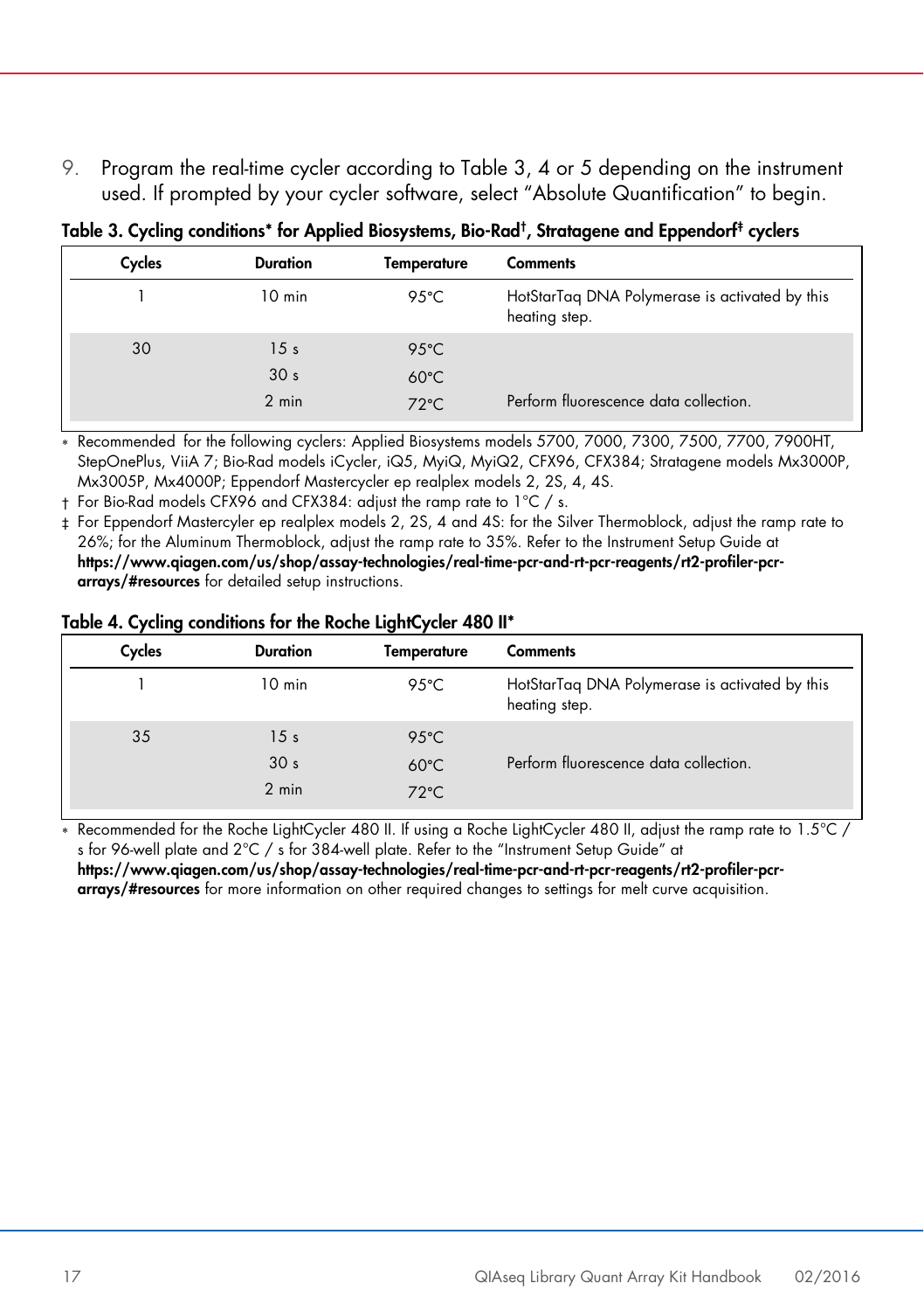9. Program the real-time cycler according to Table 3, 4 or 5 depending on the instrument used. If prompted by your cycler software, select "Absolute Quantification" to begin.

**Table 3. Cycling conditions* for Applied Biosystems, Bio-Rad†, Stratagene and Eppendorf‡ cyclers**

| Cycles | Duration | Temperature | Comments |
|---|---|---|---|
| 1 | 10 min | 95°C | HotStarTaq DNA Polymerase is activated by this heating step. |
| 30 | 15 s | 95°C | |
| | 30 s | 60°C | |
| | 2 min | 72°C | Perform fluorescence data collection. |

\* Recommended for the following cyclers: Applied Biosystems models 5700, 7000, 7300, 7500, 7700, 7900HT, StepOnePlus, ViiA 7; Bio-Rad models iCycler, iQ5, MyiQ, MyiQ2, CFX96, CFX384; Stratagene models Mx3000P, Mx3005P, Mx4000P; Eppendorf Mastercycler ep realplex models 2, 2S, 4, 4S.

† For Bio-Rad models CFX96 and CFX384: adjust the ramp rate to 1°C / s.

‡ For Eppendorf Mastercyler ep realplex models 2, 2S, 4 and 4S: for the Silver Thermoblock, adjust the ramp rate to 26%; for the Aluminum Thermoblock, adjust the ramp rate to 35%. Refer to the Instrument Setup Guide at **https://www.qiagen.com/us/shop/assay-technologies/real-time-pcr-and-rt-pcr-reagents/rt2-profiler-pcr-arrays/#resources** for detailed setup instructions.

**Table 4. Cycling conditions for the Roche LightCycler 480 II***

| Cycles | Duration | Temperature | Comments |
|---|---|---|---|
| 1 | 10 min | 95°C | HotStarTaq DNA Polymerase is activated by this heating step. |
| 35 | 15 s | 95°C | |
| | 30 s | 60°C | Perform fluorescence data collection. |
| | 2 min | 72°C | |

\* Recommended for the Roche LightCycler 480 II. If using a Roche LightCycler 480 II, adjust the ramp rate to 1.5°C / s for 96-well plate and 2°C / s for 384-well plate. Refer to the "Instrument Setup Guide" at **https://www.qiagen.com/us/shop/assay-technologies/real-time-pcr-and-rt-pcr-reagents/rt2-profiler-pcr-arrays/#resources** for more information on other required changes to settings for melt curve acquisition.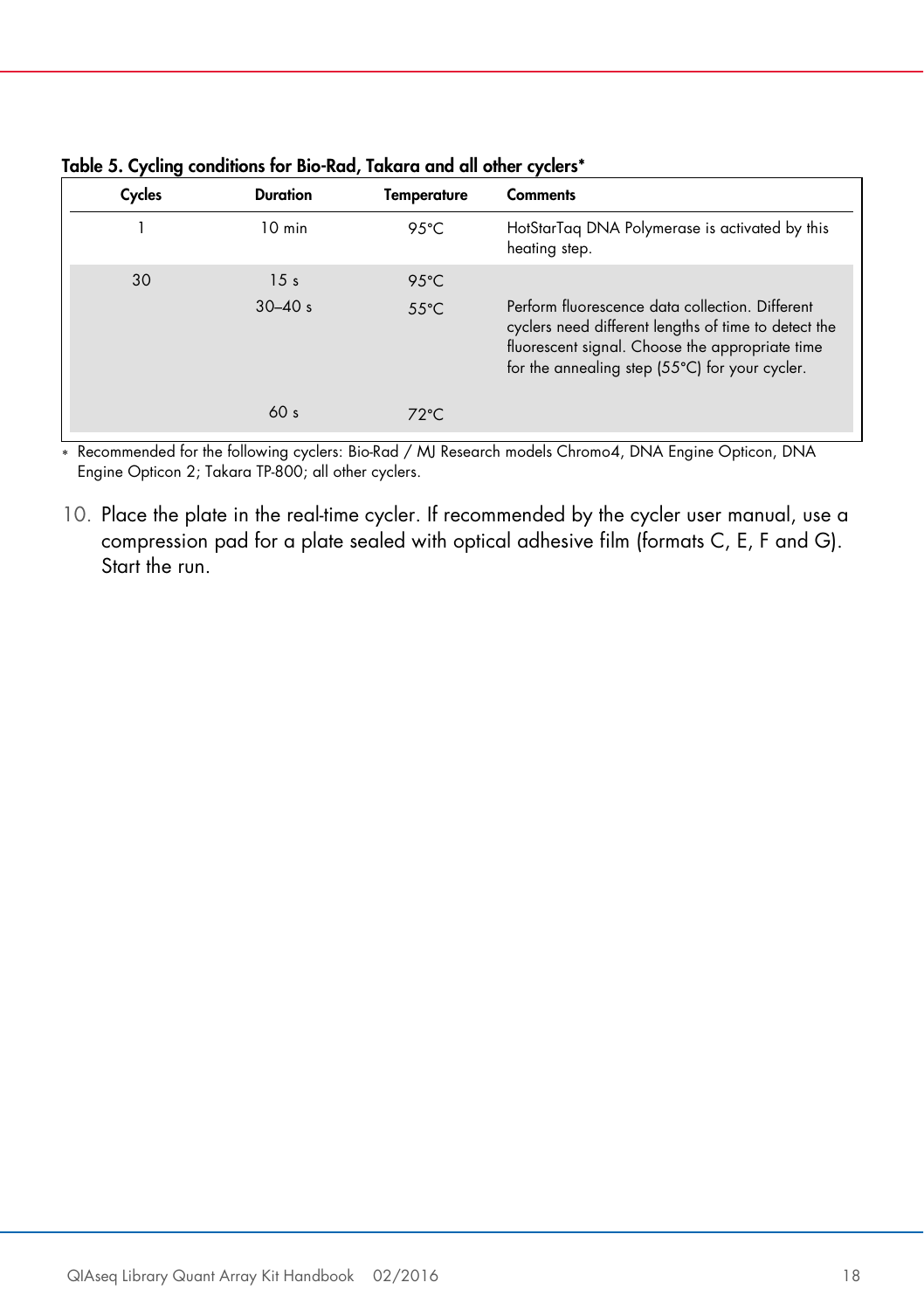**Table 5. Cycling conditions for Bio-Rad, Takara and all other cyclers***

| Cycles | Duration | Temperature | Comments |
|---|---|---|---|
| 1 | 10 min | 95°C | HotStarTaq DNA Polymerase is activated by this heating step. |
| 30 | 15 s | 95°C | |
| | 30–40 s | 55°C | Perform fluorescence data collection. Different cyclers need different lengths of time to detect the fluorescent signal. Choose the appropriate time for the annealing step (55°C) for your cycler. |
| | 60 s | 72°C | |

\* Recommended for the following cyclers: Bio-Rad / MJ Research models Chromo4, DNA Engine Opticon, DNA Engine Opticon 2; Takara TP-800; all other cyclers.

10. Place the plate in the real-time cycler. If recommended by the cycler user manual, use a compression pad for a plate sealed with optical adhesive film (formats C, E, F and G). Start the run.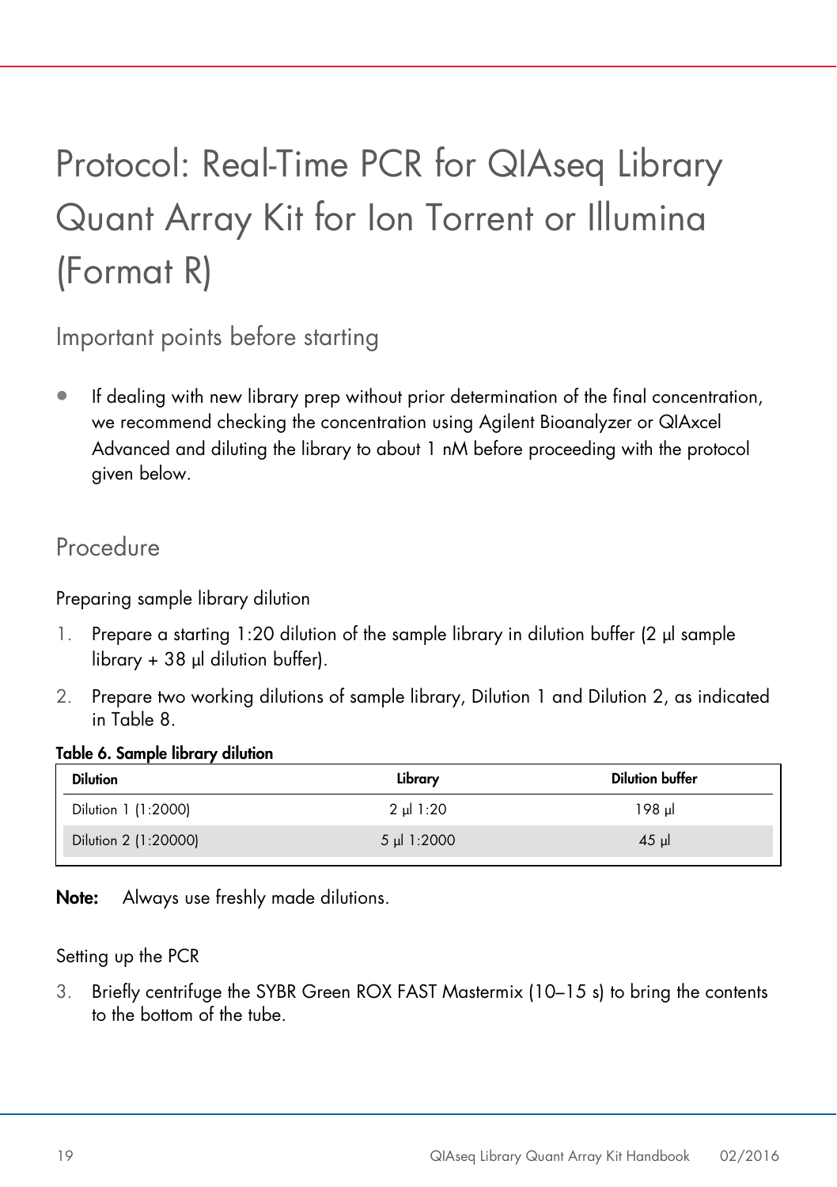# Protocol: Real-Time PCR for QIAseq Library Quant Array Kit for Ion Torrent or Illumina (Format R)

## Important points before starting

- If dealing with new library prep without prior determination of the final concentration, we recommend checking the concentration using Agilent Bioanalyzer or QIAxcel Advanced and diluting the library to about 1 nM before proceeding with the protocol given below.

## Procedure

Preparing sample library dilution

1. Prepare a starting 1:20 dilution of the sample library in dilution buffer (2 µl sample library + 38 µl dilution buffer).
2. Prepare two working dilutions of sample library, Dilution 1 and Dilution 2, as indicated in Table 8.

**Table 6. Sample library dilution**

| Dilution | Library | Dilution buffer |
|---|---|---|
| Dilution 1 (1:2000) | 2 µl 1:20 | 198 µl |
| Dilution 2 (1:20000) | 5 µl 1:2000 | 45 µl |

**Note:** Always use freshly made dilutions.

Setting up the PCR

3. Briefly centrifuge the SYBR Green ROX FAST Mastermix (10–15 s) to bring the contents to the bottom of the tube.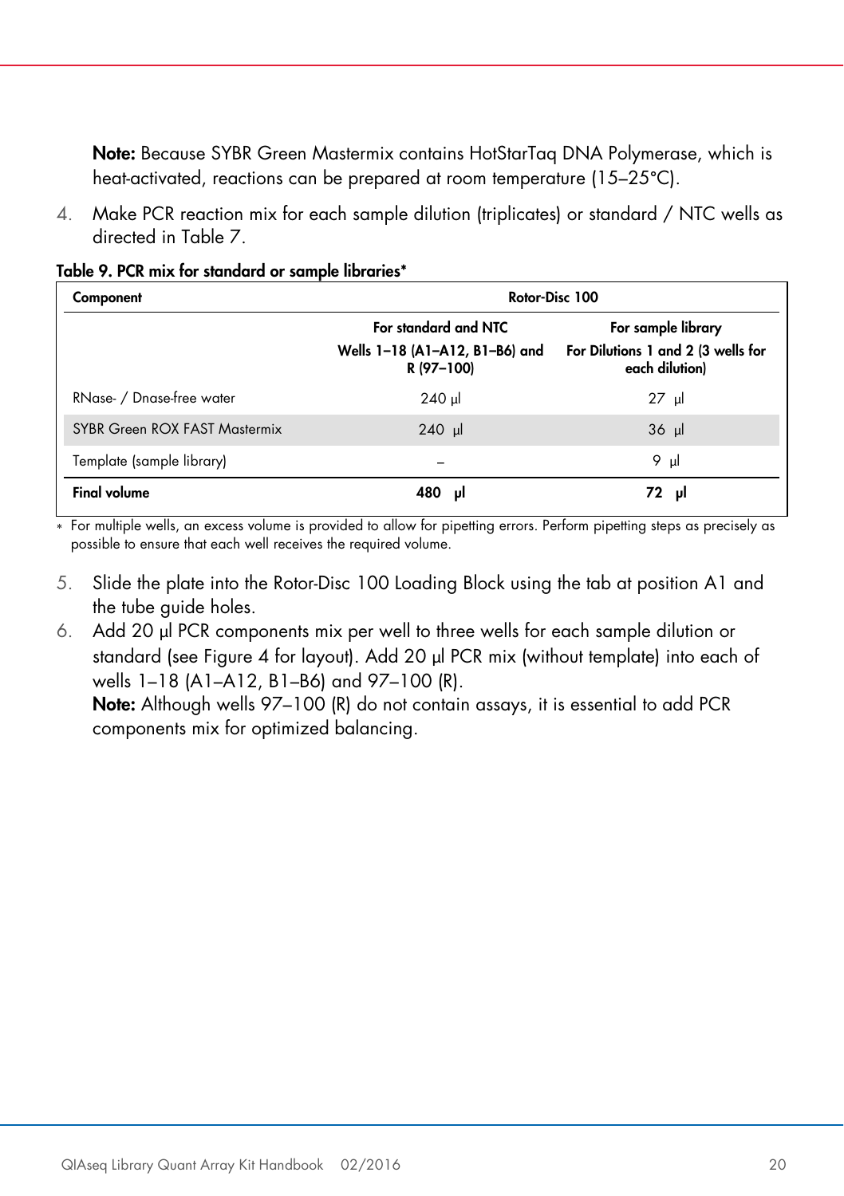**Note:** Because SYBR Green Mastermix contains HotStarTaq DNA Polymerase, which is heat-activated, reactions can be prepared at room temperature (15–25°C).

4. Make PCR reaction mix for each sample dilution (triplicates) or standard / NTC wells as directed in Table 7.

**Table 9. PCR mix for standard or sample libraries***

| Component | Rotor-Disc 100 | |
|---|---|---|
| | **For standard and NTC** Wells 1–18 (A1–A12, B1–B6) and R (97–100) | **For sample library** For Dilutions 1 and 2 (3 wells for each dilution) |
| RNase- / Dnase-free water | 240 µl | 27 µl |
| SYBR Green ROX FAST Mastermix | 240 µl | 36 µl |
| Template (sample library) | – | 9 µl |
| **Final volume** | **480 µl** | **72 µl** |

* For multiple wells, an excess volume is provided to allow for pipetting errors. Perform pipetting steps as precisely as possible to ensure that each well receives the required volume.

5. Slide the plate into the Rotor-Disc 100 Loading Block using the tab at position A1 and the tube guide holes.
6. Add 20 µl PCR components mix per well to three wells for each sample dilution or standard (see Figure 4 for layout). Add 20 µl PCR mix (without template) into each of wells 1–18 (A1–A12, B1–B6) and 97–100 (R).
   **Note:** Although wells 97–100 (R) do not contain assays, it is essential to add PCR components mix for optimized balancing.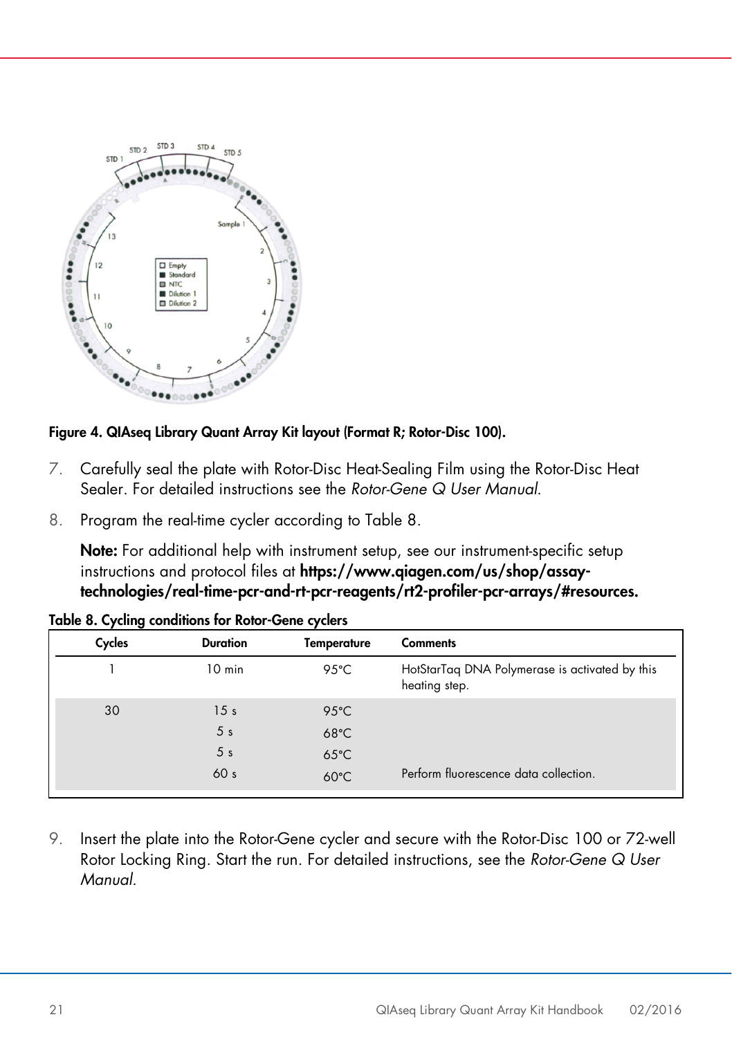**Figure 4. QIAseq Library Quant Array Kit layout (Format R; Rotor-Disc 100).**

7. Carefully seal the plate with Rotor-Disc Heat-Sealing Film using the Rotor-Disc Heat Sealer. For detailed instructions see the *Rotor-Gene Q User Manual*.

8. Program the real-time cycler according to Table 8.

   **Note:** For additional help with instrument setup, see our instrument-specific setup instructions and protocol files at **https://www.qiagen.com/us/shop/assay-technologies/real-time-pcr-and-rt-pcr-reagents/rt2-profiler-pcr-arrays/#resources.**

**Table 8. Cycling conditions for Rotor-Gene cyclers**

| Cycles | Duration | Temperature | Comments |
|---|---|---|---|
| 1 | 10 min | 95°C | HotStarTaq DNA Polymerase is activated by this heating step. |
| 30 | 15 s | 95°C | |
| | 5 s | 68°C | |
| | 5 s | 65°C | |
| | 60 s | 60°C | Perform fluorescence data collection. |

9. Insert the plate into the Rotor-Gene cycler and secure with the Rotor-Disc 100 or 72-well Rotor Locking Ring. Start the run. For detailed instructions, see the *Rotor-Gene Q User Manual*.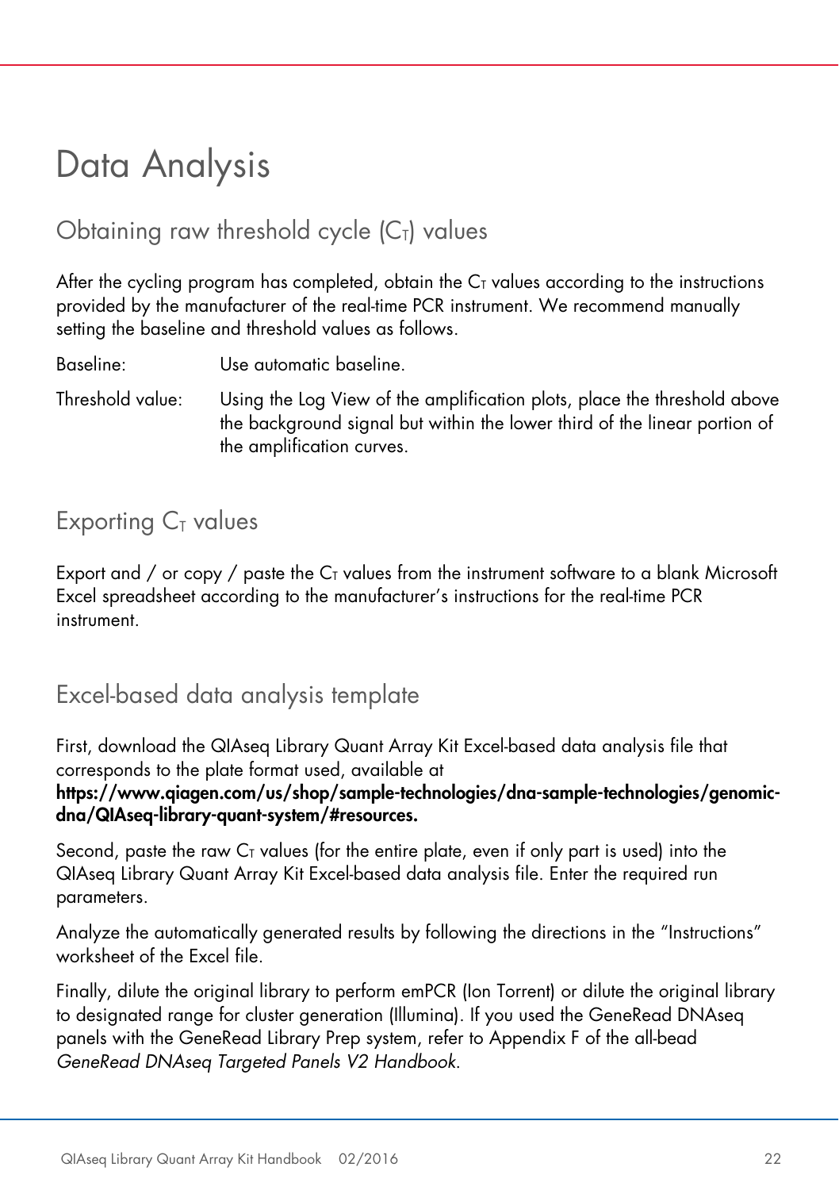# Data Analysis

## Obtaining raw threshold cycle ($C_T$) values

After the cycling program has completed, obtain the $C_T$ values according to the instructions provided by the manufacturer of the real-time PCR instrument. We recommend manually setting the baseline and threshold values as follows.

| | |
|---|---|
| Baseline: | Use automatic baseline. |
| Threshold value: | Using the Log View of the amplification plots, place the threshold above the background signal but within the lower third of the linear portion of the amplification curves. |

## Exporting $C_T$ values

Export and / or copy / paste the $C_T$ values from the instrument software to a blank Microsoft Excel spreadsheet according to the manufacturer's instructions for the real-time PCR instrument.

## Excel-based data analysis template

First, download the QIAseq Library Quant Array Kit Excel-based data analysis file that corresponds to the plate format used, available at **https://www.qiagen.com/us/shop/sample-technologies/dna-sample-technologies/genomic-dna/QIAseq-library-quant-system/#resources.**

Second, paste the raw $C_T$ values (for the entire plate, even if only part is used) into the QIAseq Library Quant Array Kit Excel-based data analysis file. Enter the required run parameters.

Analyze the automatically generated results by following the directions in the "Instructions" worksheet of the Excel file.

Finally, dilute the original library to perform emPCR (Ion Torrent) or dilute the original library to designated range for cluster generation (Illumina). If you used the GeneRead DNAseq panels with the GeneRead Library Prep system, refer to Appendix F of the all-bead *GeneRead DNAseq Targeted Panels V2 Handbook*.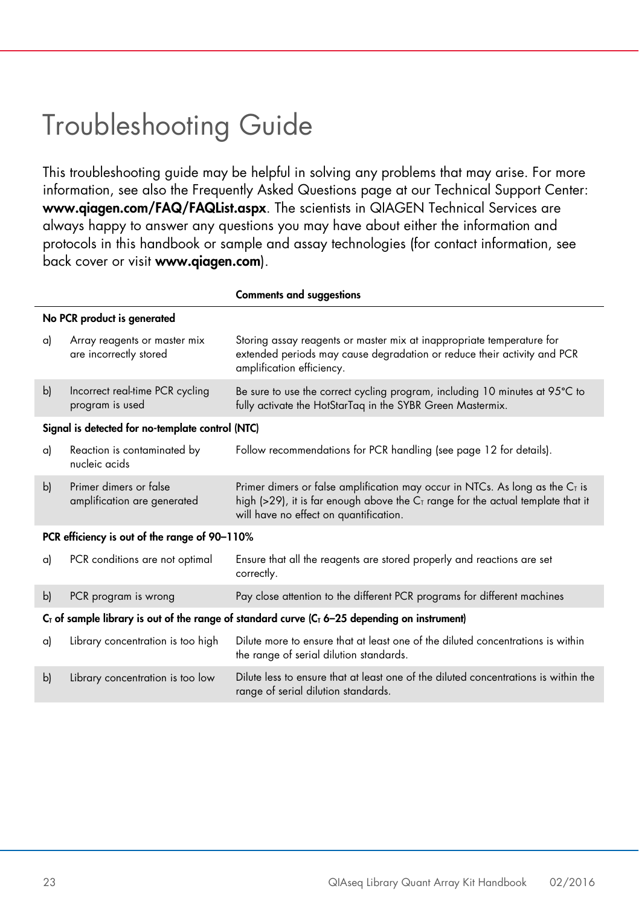# Troubleshooting Guide

This troubleshooting guide may be helpful in solving any problems that may arise. For more information, see also the Frequently Asked Questions page at our Technical Support Center: **www.qiagen.com/FAQ/FAQList.aspx**. The scientists in QIAGEN Technical Services are always happy to answer any questions you may have about either the information and protocols in this handbook or sample and assay technologies (for contact information, see back cover or visit **www.qiagen.com**).

| | | Comments and suggestions |
|---|---|---|
| **No PCR product is generated** | | |
| a) | Array reagents or master mix are incorrectly stored | Storing assay reagents or master mix at inappropriate temperature for extended periods may cause degradation or reduce their activity and PCR amplification efficiency. |
| b) | Incorrect real-time PCR cycling program is used | Be sure to use the correct cycling program, including 10 minutes at 95°C to fully activate the HotStarTaq in the SYBR Green Mastermix. |
| **Signal is detected for no-template control (NTC)** | | |
| a) | Reaction is contaminated by nucleic acids | Follow recommendations for PCR handling (see page 12 for details). |
| b) | Primer dimers or false amplification are generated | Primer dimers or false amplification may occur in NTCs. As long as the $C_T$ is high (>29), it is far enough above the $C_T$ range for the actual template that it will have no effect on quantification. |
| **PCR efficiency is out of the range of 90–110%** | | |
| a) | PCR conditions are not optimal | Ensure that all the reagents are stored properly and reactions are set correctly. |
| b) | PCR program is wrong | Pay close attention to the different PCR programs for different machines |
| **$C_T$ of sample library is out of the range of standard curve ($C_T$ 6–25 depending on instrument)** | | |
| a) | Library concentration is too high | Dilute more to ensure that at least one of the diluted concentrations is within the range of serial dilution standards. |
| b) | Library concentration is too low | Dilute less to ensure that at least one of the diluted concentrations is within the range of serial dilution standards. |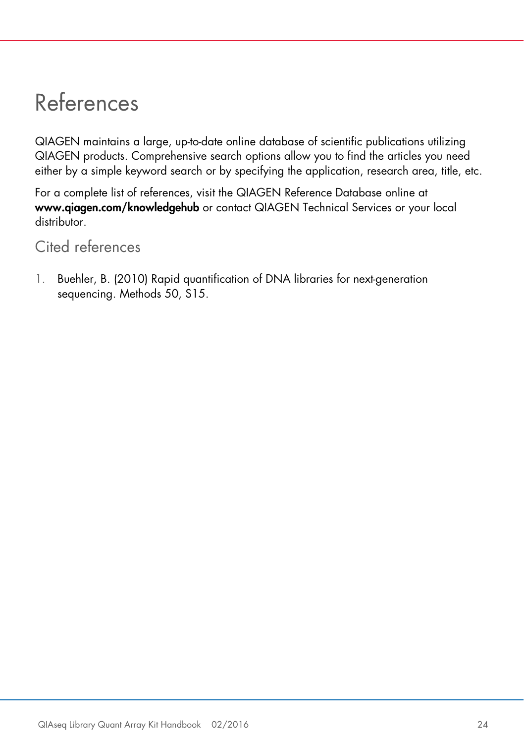# References

QIAGEN maintains a large, up-to-date online database of scientific publications utilizing QIAGEN products. Comprehensive search options allow you to find the articles you need either by a simple keyword search or by specifying the application, research area, title, etc.

For a complete list of references, visit the QIAGEN Reference Database online at **www.qiagen.com/knowledgehub** or contact QIAGEN Technical Services or your local distributor.

## Cited references

1. Buehler, B. (2010) Rapid quantification of DNA libraries for next-generation sequencing. Methods 50, S15.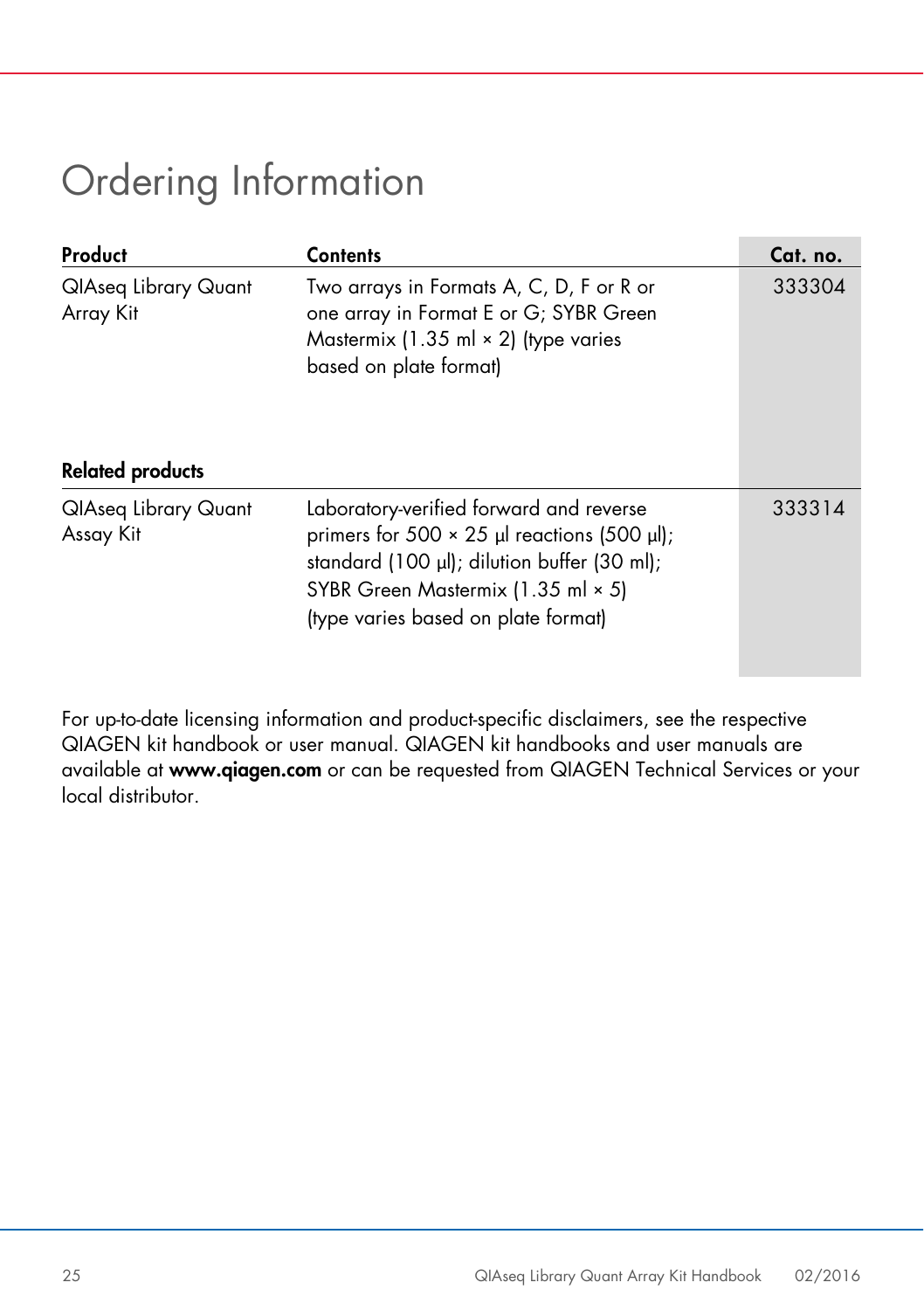# Ordering Information

| Product | Contents | Cat. no. |
|---|---|---|
| QIAseq Library Quant Array Kit | Two arrays in Formats A, C, D, F or R or one array in Format E or G; SYBR Green Mastermix (1.35 ml × 2) (type varies based on plate format) | 333304 |
| **Related products** | | |
| QIAseq Library Quant Assay Kit | Laboratory-verified forward and reverse primers for 500 × 25 µl reactions (500 µl); standard (100 µl); dilution buffer (30 ml); SYBR Green Mastermix (1.35 ml × 5) (type varies based on plate format) | 333314 |

For up-to-date licensing information and product-specific disclaimers, see the respective QIAGEN kit handbook or user manual. QIAGEN kit handbooks and user manuals are available at **www.qiagen.com** or can be requested from QIAGEN Technical Services or your local distributor.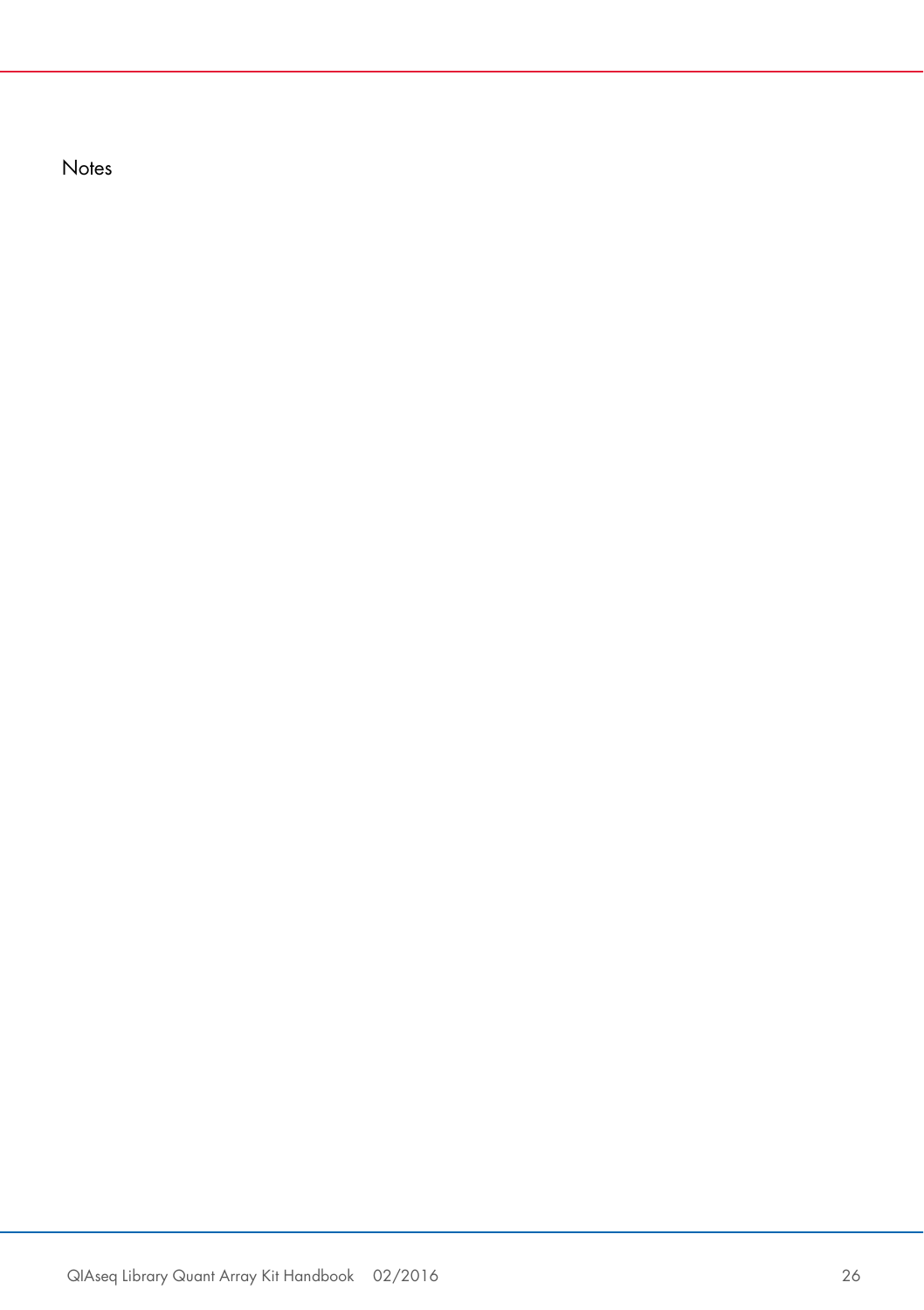Notes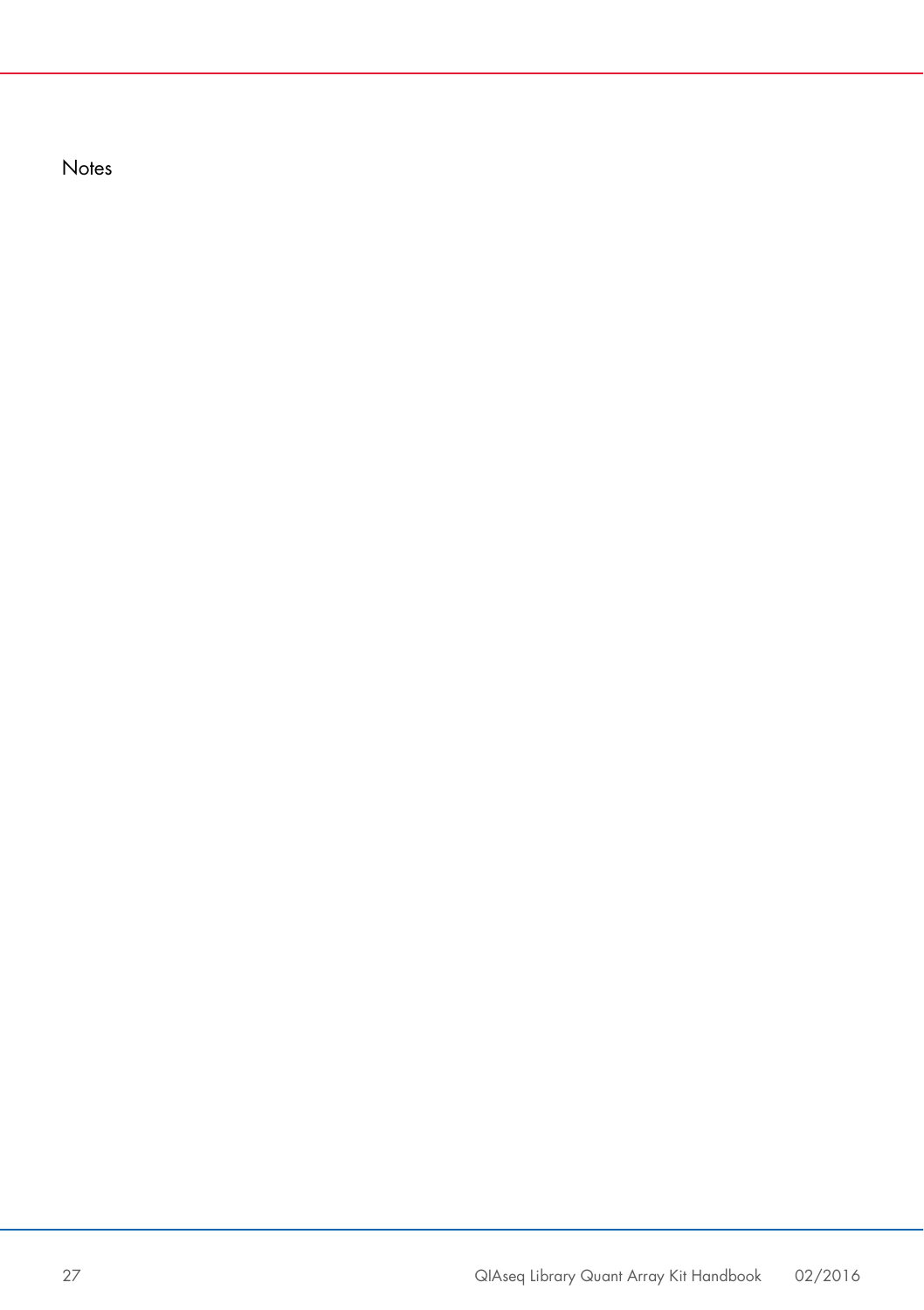Notes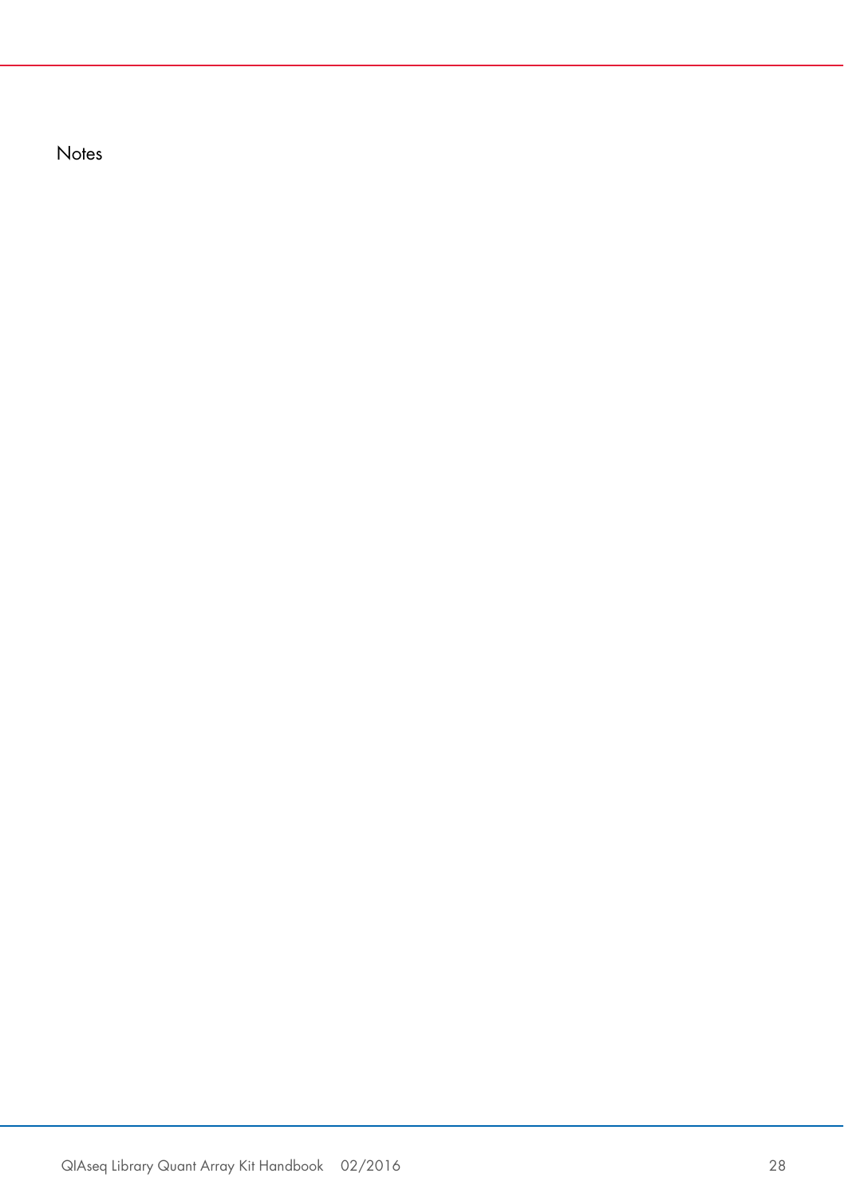Notes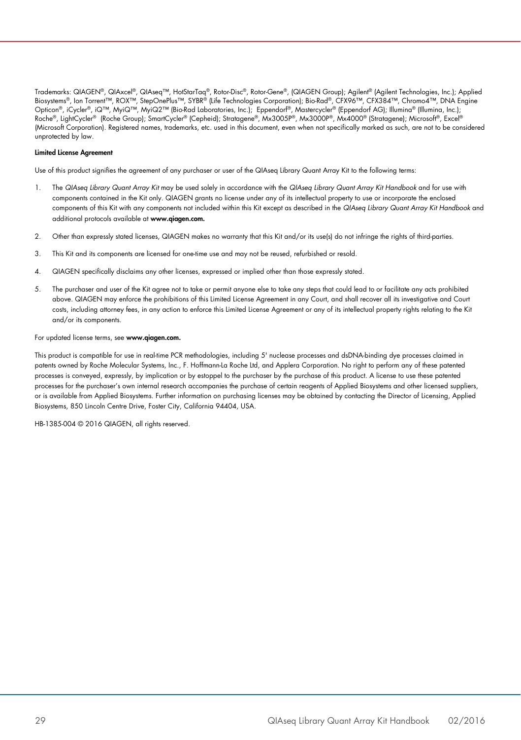Trademarks: QIAGEN®, QIAxcel®, QIAseq™, HotStarTaq®, Rotor-Disc®, Rotor-Gene®, (QIAGEN Group); Agilent® (Agilent Technologies, Inc.); Applied Biosystems®, Ion Torrent™, ROX™, StepOnePlus™, SYBR® (Life Technologies Corporation); Bio-Rad®, CFX96™, CFX384™, Chromo4™, DNA Engine Opticon®, iCycler®, iQ™, MyiQ™, MyiQ2™ (Bio-Rad Laboratories, Inc.); Eppendorf®, Mastercycler® (Eppendorf AG); Illumina® (Illumina, Inc.); Roche®, LightCycler® (Roche Group); SmartCycler® (Cepheid); Stratagene®, Mx3005P®, Mx3000P®, Mx4000® (Stratagene); Microsoft®, Excel® (Microsoft Corporation). Registered names, trademarks, etc. used in this document, even when not specifically marked as such, are not to be considered unprotected by law.

**Limited License Agreement**

Use of this product signifies the agreement of any purchaser or user of the QIAseq Library Quant Array Kit to the following terms:

1. The *QIAseq Library Quant Array Kit* may be used solely in accordance with the *QIAseq Library Quant Array Kit Handbook* and for use with components contained in the Kit only. QIAGEN grants no license under any of its intellectual property to use or incorporate the enclosed components of this Kit with any components not included within this Kit except as described in the *QIAseq Library Quant Array Kit Handbook* and additional protocols available at **www.qiagen.com.**
2. Other than expressly stated licenses, QIAGEN makes no warranty that this Kit and/or its use(s) do not infringe the rights of third-parties.
3. This Kit and its components are licensed for one-time use and may not be reused, refurbished or resold.
4. QIAGEN specifically disclaims any other licenses, expressed or implied other than those expressly stated.
5. The purchaser and user of the Kit agree not to take or permit anyone else to take any steps that could lead to or facilitate any acts prohibited above. QIAGEN may enforce the prohibitions of this Limited License Agreement in any Court, and shall recover all its investigative and Court costs, including attorney fees, in any action to enforce this Limited License Agreement or any of its intellectual property rights relating to the Kit and/or its components.

For updated license terms, see **www.qiagen.com.**

This product is compatible for use in real-time PCR methodologies, including 5' nuclease processes and dsDNA-binding dye processes claimed in patents owned by Roche Molecular Systems, Inc., F. Hoffmann-La Roche Ltd, and Applera Corporation. No right to perform any of these patented processes is conveyed, expressly, by implication or by estoppel to the purchaser by the purchase of this product. A license to use these patented processes for the purchaser's own internal research accompanies the purchase of certain reagents of Applied Biosystems and other licensed suppliers, or is available from Applied Biosystems. Further information on purchasing licenses may be obtained by contacting the Director of Licensing, Applied Biosystems, 850 Lincoln Centre Drive, Foster City, California 94404, USA.

HB-1385-004 © 2016 QIAGEN, all rights reserved.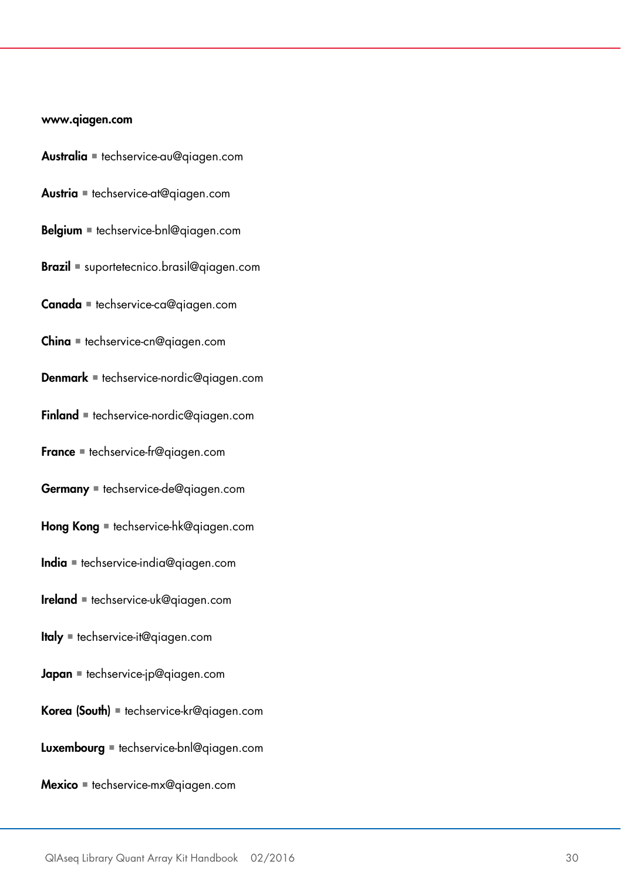**www.qiagen.com**

**Australia** ■ techservice-au@qiagen.com

**Austria** ■ techservice-at@qiagen.com

**Belgium** ■ techservice-bnl@qiagen.com

**Brazil** ■ suportetecnico.brasil@qiagen.com

**Canada** ■ techservice-ca@qiagen.com

**China** ■ techservice-cn@qiagen.com

**Denmark** ■ techservice-nordic@qiagen.com

**Finland** ■ techservice-nordic@qiagen.com

**France** ■ techservice-fr@qiagen.com

**Germany** ■ techservice-de@qiagen.com

**Hong Kong** ■ techservice-hk@qiagen.com

**India** ■ techservice-india@qiagen.com

**Ireland** ■ techservice-uk@qiagen.com

**Italy** ■ techservice-it@qiagen.com

**Japan** ■ techservice-jp@qiagen.com

**Korea (South)** ■ techservice-kr@qiagen.com

**Luxembourg** ■ techservice-bnl@qiagen.com

**Mexico** ■ techservice-mx@qiagen.com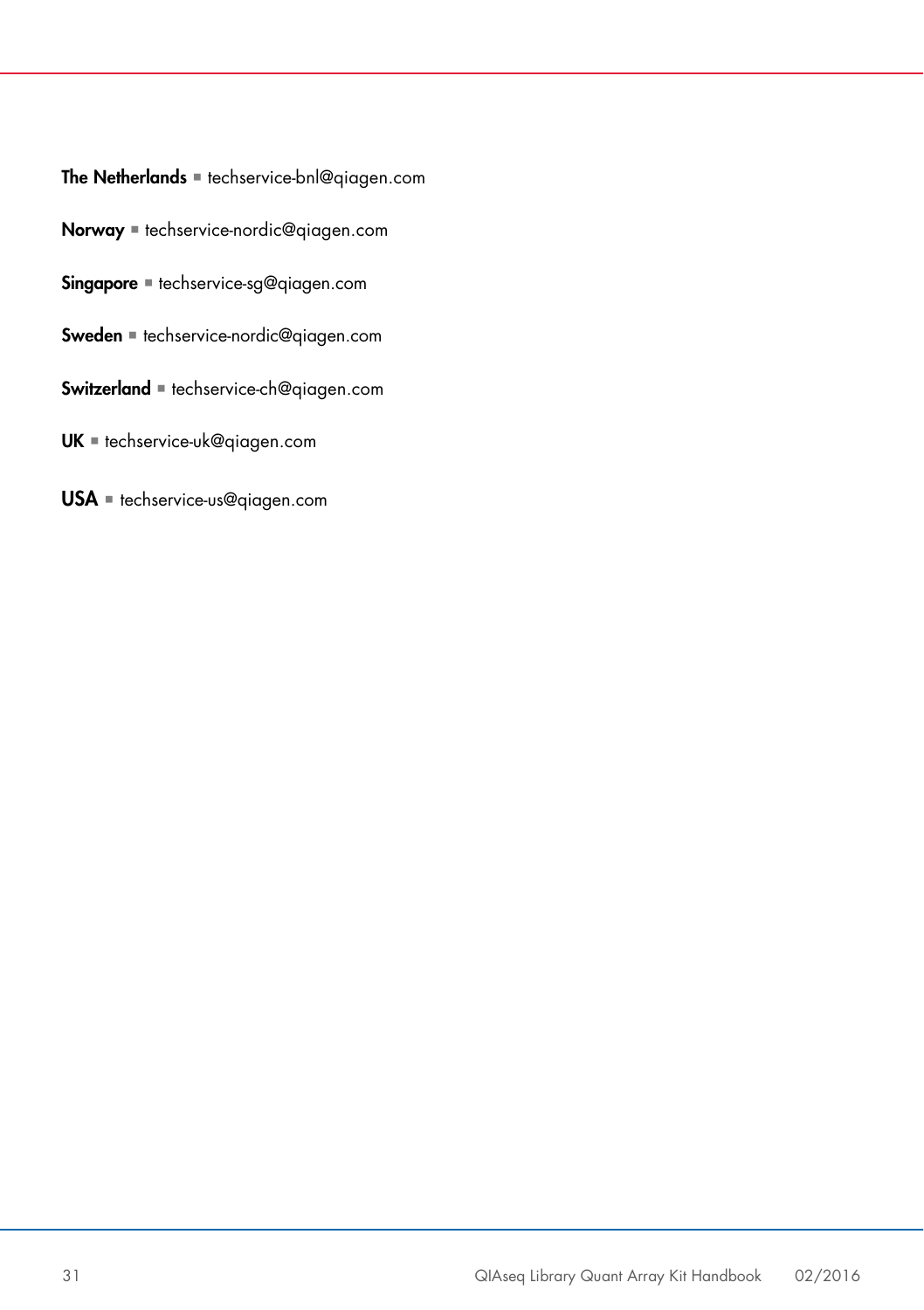**The Netherlands** ▪ techservice-bnl@qiagen.com

**Norway** ▪ techservice-nordic@qiagen.com

**Singapore** ▪ techservice-sg@qiagen.com

**Sweden** ▪ techservice-nordic@qiagen.com

**Switzerland** ▪ techservice-ch@qiagen.com

**UK** ▪ techservice-uk@qiagen.com

**USA** ▪ techservice-us@qiagen.com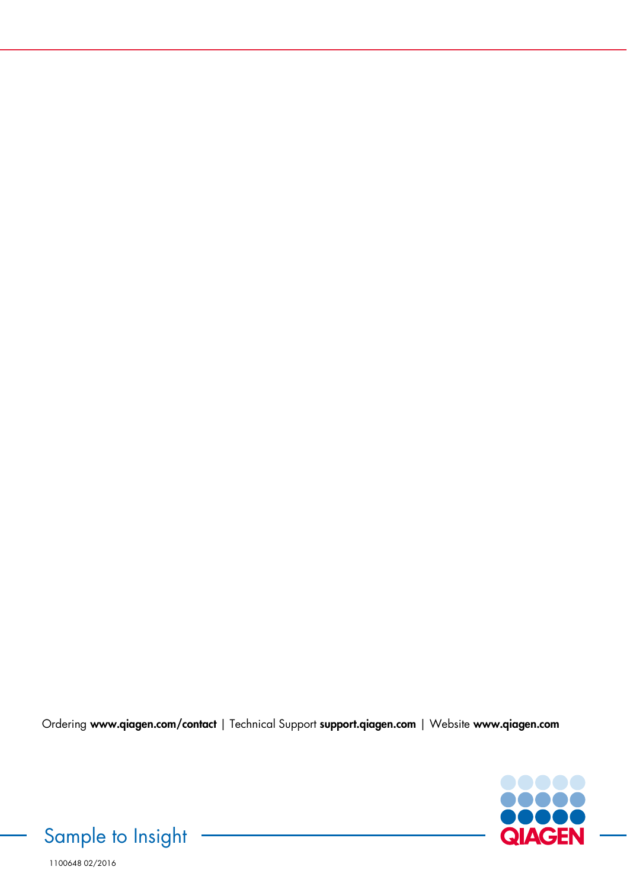Ordering **www.qiagen.com/contact** | Technical Support **support.qiagen.com** | Website **www.qiagen.com**

Sample to Insight

QIAGEN

1100648 02/2016